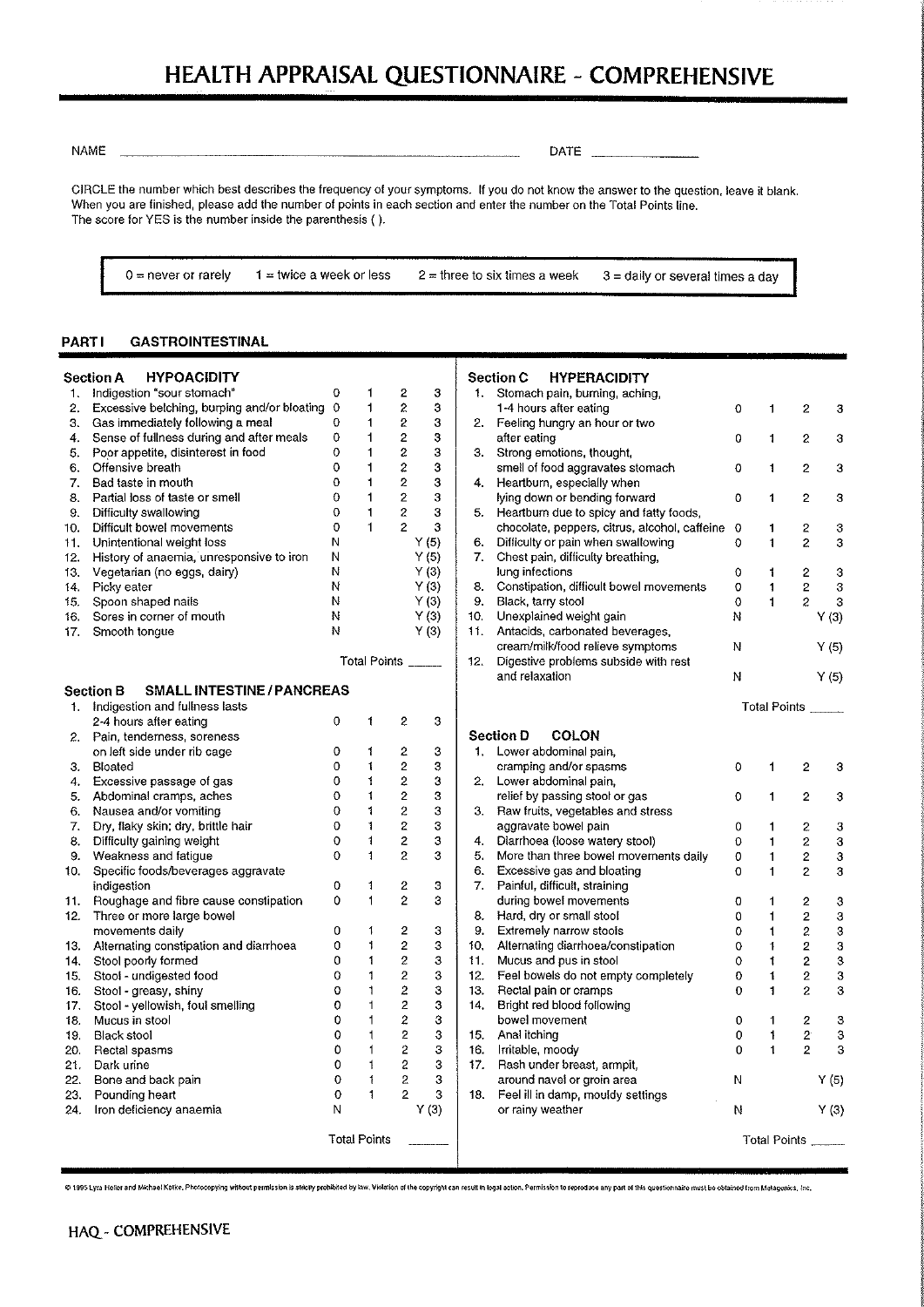# HEALTH APPRAISAL QUESTIONNAIRE - COMPREHENSIVE

NAME ____________________ DATE __________

CIRCLE the number which best describes the frequency of your symptoms. If you do not know the answer to the question, leave it blank. When you are finished, please add the number of points in each section and enter the number on the Total Points line. The score for YES is the number inside the parenthesis ( ).

0 = never or rarely   1 = twice a week or less   2 = three to six times a week   3 = daily or several times a day

## PART I GASTROINTESTINAL

### Section A HYPOACIDITY

| | | | | | |
|---|---|---|---|---|---|
| 1. | Indigestion "sour stomach" | 0 | 1 | 2 | 3 |
| 2. | Excessive belching, burping and/or bloating | 0 | 1 | 2 | 3 |
| 3. | Gas immediately following a meal | 0 | 1 | 2 | 3 |
| 4. | Sense of fullness during and after meals | 0 | 1 | 2 | 3 |
| 5. | Poor appetite, disinterest in food | 0 | 1 | 2 | 3 |
| 6. | Offensive breath | 0 | 1 | 2 | 3 |
| 7. | Bad taste in mouth | 0 | 1 | 2 | 3 |
| 8. | Partial loss of taste or smell | 0 | 1 | 2 | 3 |
| 9. | Difficulty swallowing | 0 | 1 | 2 | 3 |
| 10. | Difficult bowel movements | 0 | 1 | 2 | 3 |
| 11. | Unintentional weight loss | N | | | Y (5) |
| 12. | History of anaemia, unresponsive to iron | N | | | Y (5) |
| 13. | Vegetarian (no eggs, dairy) | N | | | Y (3) |
| 14. | Picky eater | N | | | Y (3) |
| 15. | Spoon shaped nails | N | | | Y (3) |
| 16. | Sores in corner of mouth | N | | | Y (3) |
| 17. | Smooth tongue | N | | | Y (3) |

Total Points _____

### Section B SMALL INTESTINE / PANCREAS

| | | | | | |
|---|---|---|---|---|---|
| 1. | Indigestion and fullness lasts 2-4 hours after eating | 0 | 1 | 2 | 3 |
| 2. | Pain, tenderness, soreness on left side under rib cage | 0 | 1 | 2 | 3 |
| 3. | Bloated | 0 | 1 | 2 | 3 |
| 4. | Excessive passage of gas | 0 | 1 | 2 | 3 |
| 5. | Abdominal cramps, aches | 0 | 1 | 2 | 3 |
| 6. | Nausea and/or vomiting | 0 | 1 | 2 | 3 |
| 7. | Dry, flaky skin; dry, brittle hair | 0 | 1 | 2 | 3 |
| 8. | Difficulty gaining weight | 0 | 1 | 2 | 3 |
| 9. | Weakness and fatigue | 0 | 1 | 2 | 3 |
| 10. | Specific foods/beverages aggravate indigestion | 0 | 1 | 2 | 3 |
| 11. | Roughage and fibre cause constipation | 0 | 1 | 2 | 3 |
| 12. | Three or more large bowel movements daily | 0 | 1 | 2 | 3 |
| 13. | Alternating constipation and diarrhoea | 0 | 1 | 2 | 3 |
| 14. | Stool poorly formed | 0 | 1 | 2 | 3 |
| 15. | Stool - undigested food | 0 | 1 | 2 | 3 |
| 16. | Stool - greasy, shiny | 0 | 1 | 2 | 3 |
| 17. | Stool - yellowish, foul smelling | 0 | 1 | 2 | 3 |
| 18. | Mucus in stool | 0 | 1 | 2 | 3 |
| 19. | Black stool | 0 | 1 | 2 | 3 |
| 20. | Rectal spasms | 0 | 1 | 2 | 3 |
| 21. | Dark urine | 0 | 1 | 2 | 3 |
| 22. | Bone and back pain | 0 | 1 | 2 | 3 |
| 23. | Pounding heart | 0 | 1 | 2 | 3 |
| 24. | Iron deficiency anaemia | N | | | Y (3) |

Total Points _____

### Section C HYPERACIDITY

| | | | | | |
|---|---|---|---|---|---|
| 1. | Stomach pain, burning, aching, 1-4 hours after eating | 0 | 1 | 2 | 3 |
| 2. | Feeling hungry an hour or two after eating | 0 | 1 | 2 | 3 |
| 3. | Strong emotions, thought, smell of food aggravates stomach | 0 | 1 | 2 | 3 |
| 4. | Heartburn, especially when lying down or bending forward | 0 | 1 | 2 | 3 |
| 5. | Heartburn due to spicy and fatty foods, chocolate, peppers, citrus, alcohol, caffeine | 0 | 1 | 2 | 3 |
| 6. | Difficulty or pain when swallowing | 0 | 1 | 2 | 3 |
| 7. | Chest pain, difficulty breathing, lung infections | 0 | 1 | 2 | 3 |
| 8. | Constipation, difficult bowel movements | 0 | 1 | 2 | 3 |
| 9. | Black, tarry stool | 0 | 1 | 2 | 3 |
| 10. | Unexplained weight gain | N | | | Y (3) |
| 11. | Antacids, carbonated beverages, cream/milk/food relieve symptoms | N | | | Y (5) |
| 12. | Digestive problems subside with rest and relaxation | N | | | Y (5) |

Total Points _____

### Section D COLON

| | | | | | |
|---|---|---|---|---|---|
| 1. | Lower abdominal pain, cramping and/or spasms | 0 | 1 | 2 | 3 |
| 2. | Lower abdominal pain, relief by passing stool or gas | 0 | 1 | 2 | 3 |
| 3. | Raw fruits, vegetables and stress aggravate bowel pain | 0 | 1 | 2 | 3 |
| 4. | Diarrhoea (loose watery stool) | 0 | 1 | 2 | 3 |
| 5. | More than three bowel movements daily | 0 | 1 | 2 | 3 |
| 6. | Excessive gas and bloating | 0 | 1 | 2 | 3 |
| 7. | Painful, difficult, straining during bowel movements | 0 | 1 | 2 | 3 |
| 8. | Hard, dry or small stool | 0 | 1 | 2 | 3 |
| 9. | Extremely narrow stools | 0 | 1 | 2 | 3 |
| 10. | Alternating diarrhoea/constipation | 0 | 1 | 2 | 3 |
| 11. | Mucus and pus in stool | 0 | 1 | 2 | 3 |
| 12. | Feel bowels do not empty completely | 0 | 1 | 2 | 3 |
| 13. | Rectal pain or cramps | 0 | 1 | 2 | 3 |
| 14. | Bright red blood following bowel movement | 0 | 1 | 2 | 3 |
| 15. | Anal itching | 0 | 1 | 2 | 3 |
| 16. | Irritable, moody | 0 | 1 | 2 | 3 |
| 17. | Rash under breast, armpit, around navel or groin area | N | | | Y (5) |
| 18. | Feel ill in damp, mouldy settings or rainy weather | N | | | Y (3) |

Total Points _____

© 1995 Lyra Heller and Michael Kotke. Photocopying without permission is strictly prohibited by law. Violation of the copyright can result in legal action. Permission to reproduce any part of this questionnaire must be obtained from Metagenics, Inc.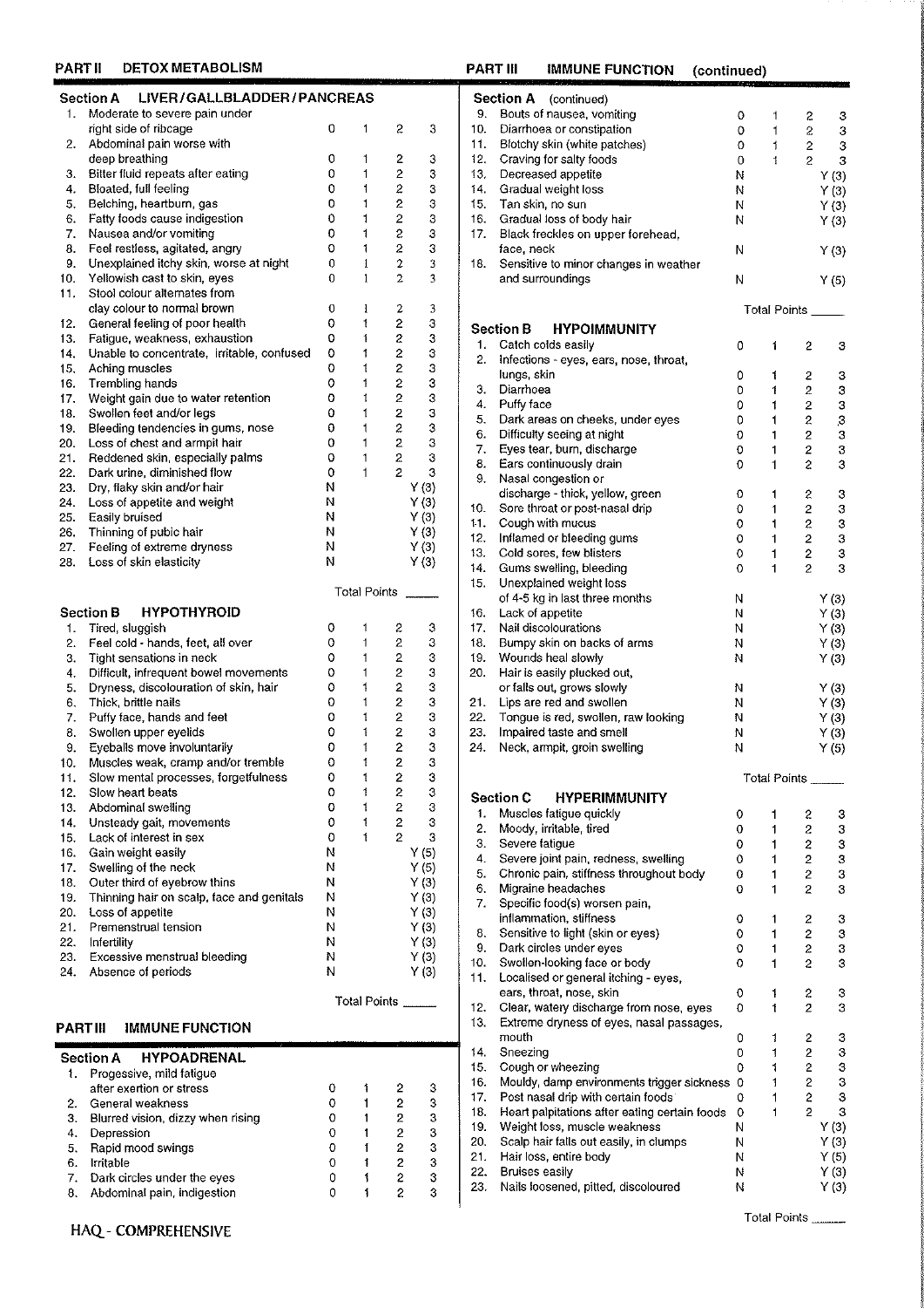## PART II DETOX METABOLISM

### Section A LIVER/GALLBLADDER/PANCREAS

| # | Symptom | | | | |
|---|---|---|---|---|---|
| 1. | Moderate to severe pain under right side of ribcage | 0 | 1 | 2 | 3 |
| 2. | Abdominal pain worse with deep breathing | 0 | 1 | 2 | 3 |
| 3. | Bitter fluid repeats after eating | 0 | 1 | 2 | 3 |
| 4. | Bloated, full feeling | 0 | 1 | 2 | 3 |
| 5. | Belching, heartburn, gas | 0 | 1 | 2 | 3 |
| 6. | Fatty foods cause indigestion | 0 | 1 | 2 | 3 |
| 7. | Nausea and/or vomiting | 0 | 1 | 2 | 3 |
| 8. | Feel restless, agitated, angry | 0 | 1 | 2 | 3 |
| 9. | Unexplained itchy skin, worse at night | 0 | 1 | 2 | 3 |
| 10. | Yellowish cast to skin, eyes | 0 | 1 | 2 | 3 |
| 11. | Stool colour alternates from clay colour to normal brown | 0 | 1 | 2 | 3 |
| 12. | General feeling of poor health | 0 | 1 | 2 | 3 |
| 13. | Fatigue, weakness, exhaustion | 0 | 1 | 2 | 3 |
| 14. | Unable to concentrate, irritable, confused | 0 | 1 | 2 | 3 |
| 15. | Aching muscles | 0 | 1 | 2 | 3 |
| 16. | Trembling hands | 0 | 1 | 2 | 3 |
| 17. | Weight gain due to water retention | 0 | 1 | 2 | 3 |
| 18. | Swollen feet and/or legs | 0 | 1 | 2 | 3 |
| 19. | Bleeding tendencies in gums, nose | 0 | 1 | 2 | 3 |
| 20. | Loss of chest and armpit hair | 0 | 1 | 2 | 3 |
| 21. | Reddened skin, especially palms | 0 | 1 | 2 | 3 |
| 22. | Dark urine, diminished flow | 0 | 1 | 2 | 3 |
| 23. | Dry, flaky skin and/or hair | N | | | Y (3) |
| 24. | Loss of appetite and weight | N | | | Y (3) |
| 25. | Easily bruised | N | | | Y (3) |
| 26. | Thinning of pubic hair | N | | | Y (3) |
| 27. | Feeling of extreme dryness | N | | | Y (3) |
| 28. | Loss of skin elasticity | N | | | Y (3) |

Total Points _____

### Section B HYPOTHYROID

| # | Symptom | | | | |
|---|---|---|---|---|---|
| 1. | Tired, sluggish | 0 | 1 | 2 | 3 |
| 2. | Feel cold - hands, feet, all over | 0 | 1 | 2 | 3 |
| 3. | Tight sensations in neck | 0 | 1 | 2 | 3 |
| 4. | Difficult, infrequent bowel movements | 0 | 1 | 2 | 3 |
| 5. | Dryness, discolouration of skin, hair | 0 | 1 | 2 | 3 |
| 6. | Thick, brittle nails | 0 | 1 | 2 | 3 |
| 7. | Puffy face, hands and feet | 0 | 1 | 2 | 3 |
| 8. | Swollen upper eyelids | 0 | 1 | 2 | 3 |
| 9. | Eyeballs move involuntarily | 0 | 1 | 2 | 3 |
| 10. | Muscles weak, cramp and/or tremble | 0 | 1 | 2 | 3 |
| 11. | Slow mental processes, forgetfulness | 0 | 1 | 2 | 3 |
| 12. | Slow heart beats | 0 | 1 | 2 | 3 |
| 13. | Abdominal swelling | 0 | 1 | 2 | 3 |
| 14. | Unsteady gait, movements | 0 | 1 | 2 | 3 |
| 15. | Lack of interest in sex | 0 | 1 | 2 | 3 |
| 16. | Gain weight easily | N | | | Y (5) |
| 17. | Swelling of the neck | N | | | Y (5) |
| 18. | Outer third of eyebrow thins | N | | | Y (3) |
| 19. | Thinning hair on scalp, face and genitals | N | | | Y (3) |
| 20. | Loss of appetite | N | | | Y (3) |
| 21. | Premenstrual tension | N | | | Y (3) |
| 22. | Infertility | N | | | Y (3) |
| 23. | Excessive menstrual bleeding | N | | | Y (3) |
| 24. | Absence of periods | N | | | Y (3) |

Total Points _____

## PART III IMMUNE FUNCTION

### Section A HYPOADRENAL

| # | Symptom | | | | |
|---|---|---|---|---|---|
| 1. | Progressive, mild fatigue after exertion or stress | 0 | 1 | 2 | 3 |
| 2. | General weakness | 0 | 1 | 2 | 3 |
| 3. | Blurred vision, dizzy when rising | 0 | 1 | 2 | 3 |
| 4. | Depression | 0 | 1 | 2 | 3 |
| 5. | Rapid mood swings | 0 | 1 | 2 | 3 |
| 6. | Irritable | 0 | 1 | 2 | 3 |
| 7. | Dark circles under the eyes | 0 | 1 | 2 | 3 |
| 8. | Abdominal pain, indigestion | 0 | 1 | 2 | 3 |
| 9. | Bouts of nausea, vomiting | 0 | 1 | 2 | 3 |
| 10. | Diarrhoea or constipation | 0 | 1 | 2 | 3 |
| 11. | Blotchy skin (white patches) | 0 | 1 | 2 | 3 |
| 12. | Craving for salty foods | 0 | 1 | 2 | 3 |
| 13. | Decreased appetite | N | | | Y (3) |
| 14. | Gradual weight loss | N | | | Y (3) |
| 15. | Tan skin, no sun | N | | | Y (3) |
| 16. | Gradual loss of body hair | N | | | Y (3) |
| 17. | Black freckles on upper forehead, face, neck | N | | | Y (3) |
| 18. | Sensitive to minor changes in weather and surroundings | N | | | Y (5) |

Total Points _____

### Section B HYPOIMMUNITY

| # | Symptom | | | | |
|---|---|---|---|---|---|
| 1. | Catch colds easily | 0 | 1 | 2 | 3 |
| 2. | Infections - eyes, ears, nose, throat, lungs, skin | 0 | 1 | 2 | 3 |
| 3. | Diarrhoea | 0 | 1 | 2 | 3 |
| 4. | Puffy face | 0 | 1 | 2 | 3 |
| 5. | Dark areas on cheeks, under eyes | 0 | 1 | 2 | 3 |
| 6. | Difficulty seeing at night | 0 | 1 | 2 | 3 |
| 7. | Eyes tear, burn, discharge | 0 | 1 | 2 | 3 |
| 8. | Ears continuously drain | 0 | 1 | 2 | 3 |
| 9. | Nasal congestion or discharge - thick, yellow, green | 0 | 1 | 2 | 3 |
| 10. | Sore throat or post-nasal drip | 0 | 1 | 2 | 3 |
| 11. | Cough with mucus | 0 | 1 | 2 | 3 |
| 12. | Inflamed or bleeding gums | 0 | 1 | 2 | 3 |
| 13. | Cold sores, fever blisters | 0 | 1 | 2 | 3 |
| 14. | Gums swelling, bleeding | 0 | 1 | 2 | 3 |
| 15. | Unexplained weight loss of 4-5 kg in last three months | N | | | Y (3) |
| 16. | Lack of appetite | N | | | Y (3) |
| 17. | Nail discolourations | N | | | Y (3) |
| 18. | Bumpy skin on backs of arms | N | | | Y (3) |
| 19. | Wounds heal slowly | N | | | Y (3) |
| 20. | Hair is easily plucked out, or falls out, grows slowly | N | | | Y (3) |
| 21. | Lips are red and swollen | N | | | Y (3) |
| 22. | Tongue is red, swollen, raw looking | N | | | Y (3) |
| 23. | Impaired taste and smell | N | | | Y (3) |
| 24. | Neck, armpit, groin swelling | N | | | Y (5) |

Total Points _____

### Section C HYPERIMMUNITY

| # | Symptom | | | | |
|---|---|---|---|---|---|
| 1. | Muscles fatigue quickly | 0 | 1 | 2 | 3 |
| 2. | Moody, irritable, tired | 0 | 1 | 2 | 3 |
| 3. | Severe fatigue | 0 | 1 | 2 | 3 |
| 4. | Severe joint pain, redness, swelling | 0 | 1 | 2 | 3 |
| 5. | Chronic pain, stiffness throughout body | 0 | 1 | 2 | 3 |
| 6. | Migraine headaches | 0 | 1 | 2 | 3 |
| 7. | Specific food(s) worsen pain, inflammation, stiffness | 0 | 1 | 2 | 3 |
| 8. | Sensitive to light (skin or eyes) | 0 | 1 | 2 | 3 |
| 9. | Dark circles under eyes | 0 | 1 | 2 | 3 |
| 10. | Swollen-looking face or body | 0 | 1 | 2 | 3 |
| 11. | Localised or general itching - eyes, ears, throat, nose, skin | 0 | 1 | 2 | 3 |
| 12. | Clear, watery discharge from nose, eyes | 0 | 1 | 2 | 3 |
| 13. | Extreme dryness of eyes, nasal passages, mouth | 0 | 1 | 2 | 3 |
| 14. | Sneezing | 0 | 1 | 2 | 3 |
| 15. | Cough or wheezing | 0 | 1 | 2 | 3 |
| 16. | Mouldy, damp environments trigger sickness | 0 | 1 | 2 | 3 |
| 17. | Post nasal drip with certain foods | 0 | 1 | 2 | 3 |
| 18. | Heart palpitations after eating certain foods | 0 | 1 | 2 | 3 |
| 19. | Weight loss, muscle weakness | N | | | Y (3) |
| 20. | Scalp hair falls out easily, in clumps | N | | | Y (3) |
| 21. | Hair loss, entire body | N | | | Y (5) |
| 22. | Bruises easily | N | | | Y (3) |
| 23. | Nails loosened, pitted, discoloured | N | | | Y (3) |

Total Points _____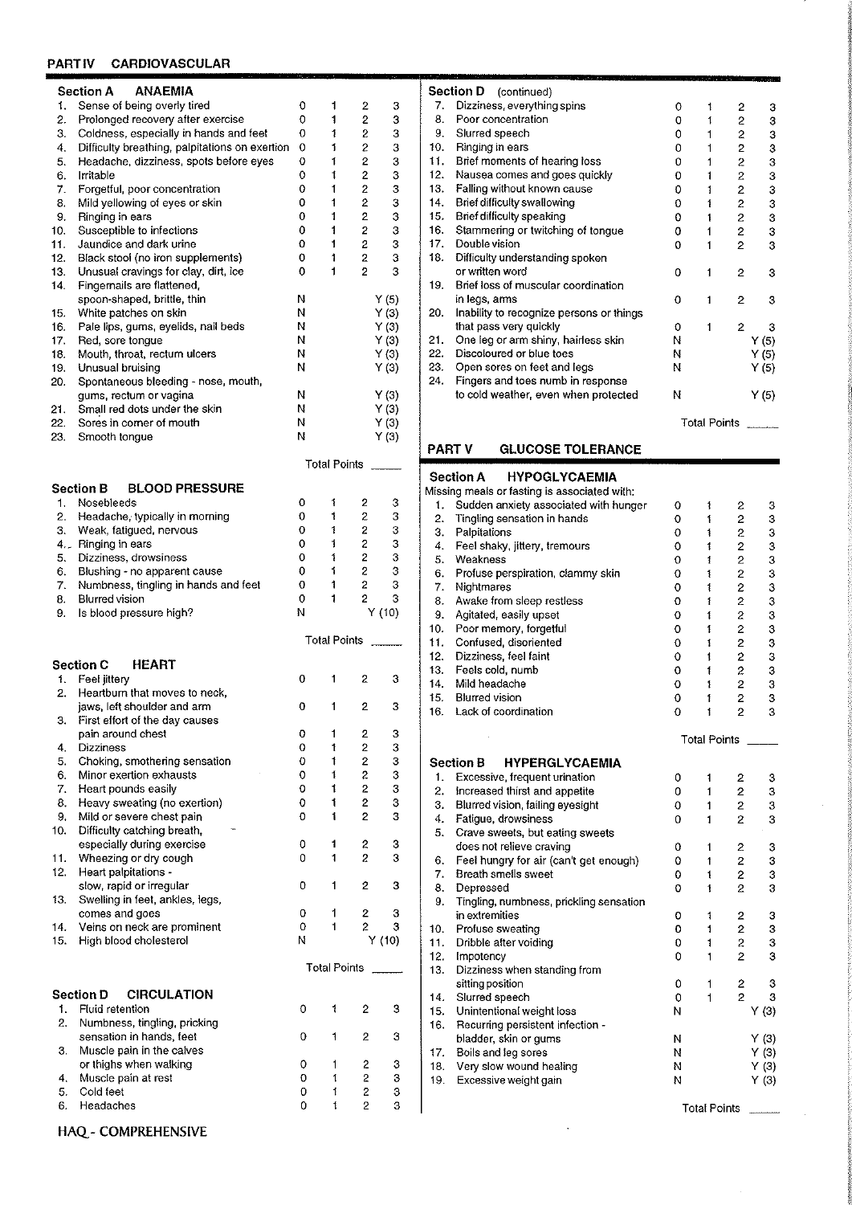## PART IV CARDIOVASCULAR

### Section A ANAEMIA

| # | Symptom | | | | |
|---|---|---|---|---|---|
| 1. | Sense of being overly tired | 0 | 1 | 2 | 3 |
| 2. | Prolonged recovery after exercise | 0 | 1 | 2 | 3 |
| 3. | Coldness, especially in hands and feet | 0 | 1 | 2 | 3 |
| 4. | Difficulty breathing, palpitations on exertion | 0 | 1 | 2 | 3 |
| 5. | Headache, dizziness, spots before eyes | 0 | 1 | 2 | 3 |
| 6. | Irritable | 0 | 1 | 2 | 3 |
| 7. | Forgetful, poor concentration | 0 | 1 | 2 | 3 |
| 8. | Mild yellowing of eyes or skin | 0 | 1 | 2 | 3 |
| 9. | Ringing in ears | 0 | 1 | 2 | 3 |
| 10. | Susceptible to infections | 0 | 1 | 2 | 3 |
| 11. | Jaundice and dark urine | 0 | 1 | 2 | 3 |
| 12. | Black stool (no iron supplements) | 0 | 1 | 2 | 3 |
| 13. | Unusual cravings for clay, dirt, ice | 0 | 1 | 2 | 3 |
| 14. | Fingernails are flattened, spoon-shaped, brittle, thin | N | | | Y (5) |
| 15. | White patches on skin | N | | | Y (3) |
| 16. | Pale lips, gums, eyelids, nail beds | N | | | Y (3) |
| 17. | Red, sore tongue | N | | | Y (3) |
| 18. | Mouth, throat, rectum ulcers | N | | | Y (3) |
| 19. | Unusual bruising | N | | | Y (3) |
| 20. | Spontaneous bleeding - nose, mouth, gums, rectum or vagina | N | | | Y (3) |
| 21. | Small red dots under the skin | N | | | Y (3) |
| 22. | Sores in corner of mouth | N | | | Y (3) |
| 23. | Smooth tongue | N | | | Y (3) |

Total Points _____

### Section B BLOOD PRESSURE

| # | Symptom | | | | |
|---|---|---|---|---|---|
| 1. | Nosebleeds | 0 | 1 | 2 | 3 |
| 2. | Headache, typically in morning | 0 | 1 | 2 | 3 |
| 3. | Weak, fatigued, nervous | 0 | 1 | 2 | 3 |
| 4. | Ringing in ears | 0 | 1 | 2 | 3 |
| 5. | Dizziness, drowsiness | 0 | 1 | 2 | 3 |
| 6. | Blushing - no apparent cause | 0 | 1 | 2 | 3 |
| 7. | Numbness, tingling in hands and feet | 0 | 1 | 2 | 3 |
| 8. | Blurred vision | 0 | 1 | 2 | 3 |
| 9. | Is blood pressure high? | N | | | Y (10) |

Total Points _____

### Section C HEART

| # | Symptom | | | | |
|---|---|---|---|---|---|
| 1. | Feel jittery | 0 | 1 | 2 | 3 |
| 2. | Heartburn that moves to neck, jaws, left shoulder and arm | 0 | 1 | 2 | 3 |
| 3. | First effort of the day causes pain around chest | 0 | 1 | 2 | 3 |
| 4. | Dizziness | 0 | 1 | 2 | 3 |
| 5. | Choking, smothering sensation | 0 | 1 | 2 | 3 |
| 6. | Minor exertion exhausts | 0 | 1 | 2 | 3 |
| 7. | Heart pounds easily | 0 | 1 | 2 | 3 |
| 8. | Heavy sweating (no exertion) | 0 | 1 | 2 | 3 |
| 9. | Mild or severe chest pain | 0 | 1 | 2 | 3 |
| 10. | Difficulty catching breath, especially during exercise | 0 | 1 | 2 | 3 |
| 11. | Wheezing or dry cough | 0 | 1 | 2 | 3 |
| 12. | Heart palpitations - slow, rapid or irregular | 0 | 1 | 2 | 3 |
| 13. | Swelling in feet, ankles, legs, comes and goes | 0 | 1 | 2 | 3 |
| 14. | Veins on neck are prominent | 0 | 1 | 2 | 3 |
| 15. | High blood cholesterol | N | | | Y (10) |

Total Points _____

### Section D CIRCULATION

| # | Symptom | | | | |
|---|---|---|---|---|---|
| 1. | Fluid retention | 0 | 1 | 2 | 3 |
| 2. | Numbness, tingling, pricking sensation in hands, feet | 0 | 1 | 2 | 3 |
| 3. | Muscle pain in the calves or thighs when walking | 0 | 1 | 2 | 3 |
| 4. | Muscle pain at rest | 0 | 1 | 2 | 3 |
| 5. | Cold feet | 0 | 1 | 2 | 3 |
| 6. | Headaches | 0 | 1 | 2 | 3 |
| 7. | Dizziness, everything spins | 0 | 1 | 2 | 3 |
| 8. | Poor concentration | 0 | 1 | 2 | 3 |
| 9. | Slurred speech | 0 | 1 | 2 | 3 |
| 10. | Ringing in ears | 0 | 1 | 2 | 3 |
| 11. | Brief moments of hearing loss | 0 | 1 | 2 | 3 |
| 12. | Nausea comes and goes quickly | 0 | 1 | 2 | 3 |
| 13. | Falling without known cause | 0 | 1 | 2 | 3 |
| 14. | Brief difficulty swallowing | 0 | 1 | 2 | 3 |
| 15. | Brief difficulty speaking | 0 | 1 | 2 | 3 |
| 16. | Stammering or twitching of tongue | 0 | 1 | 2 | 3 |
| 17. | Double vision | 0 | 1 | 2 | 3 |
| 18. | Difficulty understanding spoken or written word | 0 | 1 | 2 | 3 |
| 19. | Brief loss of muscular coordination in legs, arms | 0 | 1 | 2 | 3 |
| 20. | Inability to recognize persons or things that pass very quickly | 0 | 1 | 2 | 3 |
| 21. | One leg or arm shiny, hairless skin | N | | | Y (5) |
| 22. | Discoloured or blue toes | N | | | Y (5) |
| 23. | Open sores on feet and legs | N | | | Y (5) |
| 24. | Fingers and toes numb in response to cold weather, even when protected | N | | | Y (5) |

Total Points _____

## PART V GLUCOSE TOLERANCE

### Section A HYPOGLYCAEMIA

Missing meals or fasting is associated with:

| # | Symptom | | | | |
|---|---|---|---|---|---|
| 1. | Sudden anxiety associated with hunger | 0 | 1 | 2 | 3 |
| 2. | Tingling sensation in hands | 0 | 1 | 2 | 3 |
| 3. | Palpitations | 0 | 1 | 2 | 3 |
| 4. | Feel shaky, jittery, tremours | 0 | 1 | 2 | 3 |
| 5. | Weakness | 0 | 1 | 2 | 3 |
| 6. | Profuse perspiration, clammy skin | 0 | 1 | 2 | 3 |
| 7. | Nightmares | 0 | 1 | 2 | 3 |
| 8. | Awake from sleep restless | 0 | 1 | 2 | 3 |
| 9. | Agitated, easily upset | 0 | 1 | 2 | 3 |
| 10. | Poor memory, forgetful | 0 | 1 | 2 | 3 |
| 11. | Confused, disoriented | 0 | 1 | 2 | 3 |
| 12. | Dizziness, feel faint | 0 | 1 | 2 | 3 |
| 13. | Feels cold, numb | 0 | 1 | 2 | 3 |
| 14. | Mild headache | 0 | 1 | 2 | 3 |
| 15. | Blurred vision | 0 | 1 | 2 | 3 |
| 16. | Lack of coordination | 0 | 1 | 2 | 3 |

Total Points _____

### Section B HYPERGLYCAEMIA

| # | Symptom | | | | |
|---|---|---|---|---|---|
| 1. | Excessive, frequent urination | 0 | 1 | 2 | 3 |
| 2. | Increased thirst and appetite | 0 | 1 | 2 | 3 |
| 3. | Blurred vision, failing eyesight | 0 | 1 | 2 | 3 |
| 4. | Fatigue, drowsiness | 0 | 1 | 2 | 3 |
| 5. | Crave sweets, but eating sweets does not relieve craving | 0 | 1 | 2 | 3 |
| 6. | Feel hungry for air (can't get enough) | 0 | 1 | 2 | 3 |
| 7. | Breath smells sweet | 0 | 1 | 2 | 3 |
| 8. | Depressed | 0 | 1 | 2 | 3 |
| 9. | Tingling, numbness, prickling sensation in extremities | 0 | 1 | 2 | 3 |
| 10. | Profuse sweating | 0 | 1 | 2 | 3 |
| 11. | Dribble after voiding | 0 | 1 | 2 | 3 |
| 12. | Impotency | 0 | 1 | 2 | 3 |
| 13. | Dizziness when standing from sitting position | 0 | 1 | 2 | 3 |
| 14. | Slurred speech | 0 | 1 | 2 | 3 |
| 15. | Unintentional weight loss | N | | | Y (3) |
| 16. | Recurring persistent infection - bladder, skin or gums | N | | | Y (3) |
| 17. | Boils and leg sores | N | | | Y (3) |
| 18. | Very slow wound healing | N | | | Y (3) |
| 19. | Excessive weight gain | N | | | Y (3) |

Total Points _____

HAQ - COMPREHENSIVE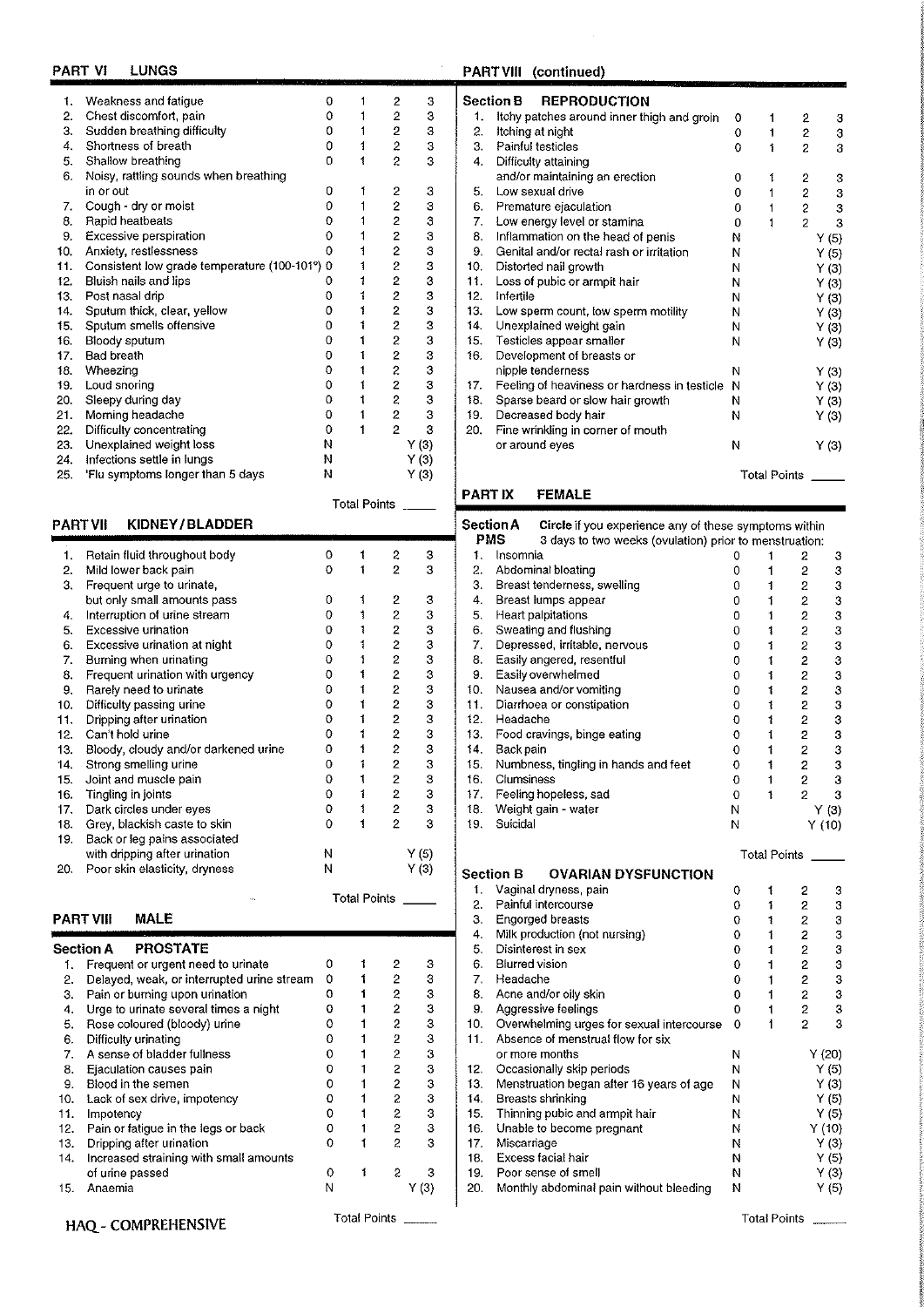## PART VI LUNGS

| # | Symptom | | | | |
|---|---|---|---|---|---|
| 1. | Weakness and fatigue | 0 | 1 | 2 | 3 |
| 2. | Chest discomfort, pain | 0 | 1 | 2 | 3 |
| 3. | Sudden breathing difficulty | 0 | 1 | 2 | 3 |
| 4. | Shortness of breath | 0 | 1 | 2 | 3 |
| 5. | Shallow breathing | 0 | 1 | 2 | 3 |
| 6. | Noisy, rattling sounds when breathing in or out | 0 | 1 | 2 | 3 |
| 7. | Cough - dry or moist | 0 | 1 | 2 | 3 |
| 8. | Rapid heatbeats | 0 | 1 | 2 | 3 |
| 9. | Excessive perspiration | 0 | 1 | 2 | 3 |
| 10. | Anxiety, restlessness | 0 | 1 | 2 | 3 |
| 11. | Consistent low grade temperature (100-101°) | 0 | 1 | 2 | 3 |
| 12. | Bluish nails and lips | 0 | 1 | 2 | 3 |
| 13. | Post nasal drip | 0 | 1 | 2 | 3 |
| 14. | Sputum thick, clear, yellow | 0 | 1 | 2 | 3 |
| 15. | Sputum smells offensive | 0 | 1 | 2 | 3 |
| 16. | Bloody sputum | 0 | 1 | 2 | 3 |
| 17. | Bad breath | 0 | 1 | 2 | 3 |
| 18. | Wheezing | 0 | 1 | 2 | 3 |
| 19. | Loud snoring | 0 | 1 | 2 | 3 |
| 20. | Sleepy during day | 0 | 1 | 2 | 3 |
| 21. | Morning headache | 0 | 1 | 2 | 3 |
| 22. | Difficulty concentrating | 0 | 1 | 2 | 3 |
| 23. | Unexplained weight loss | N | | | Y (3) |
| 24. | Infections settle in lungs | N | | | Y (3) |
| 25. | 'Flu symptoms longer than 5 days | N | | | Y (3) |

Total Points _____

## PART VII KIDNEY / BLADDER

| # | Symptom | | | | |
|---|---|---|---|---|---|
| 1. | Retain fluid throughout body | 0 | 1 | 2 | 3 |
| 2. | Mild lower back pain | 0 | 1 | 2 | 3 |
| 3. | Frequent urge to urinate, but only small amounts pass | 0 | 1 | 2 | 3 |
| 4. | Interruption of urine stream | 0 | 1 | 2 | 3 |
| 5. | Excessive urination | 0 | 1 | 2 | 3 |
| 6. | Excessive urination at night | 0 | 1 | 2 | 3 |
| 7. | Burning when urinating | 0 | 1 | 2 | 3 |
| 8. | Frequent urination with urgency | 0 | 1 | 2 | 3 |
| 9. | Rarely need to urinate | 0 | 1 | 2 | 3 |
| 10. | Difficulty passing urine | 0 | 1 | 2 | 3 |
| 11. | Dripping after urination | 0 | 1 | 2 | 3 |
| 12. | Can't hold urine | 0 | 1 | 2 | 3 |
| 13. | Bloody, cloudy and/or darkened urine | 0 | 1 | 2 | 3 |
| 14. | Strong smelling urine | 0 | 1 | 2 | 3 |
| 15. | Joint and muscle pain | 0 | 1 | 2 | 3 |
| 16. | Tingling in joints | 0 | 1 | 2 | 3 |
| 17. | Dark circles under eyes | 0 | 1 | 2 | 3 |
| 18. | Grey, blackish caste to skin | 0 | 1 | 2 | 3 |
| 19. | Back or leg pains associated with dripping after urination | N | | | Y (5) |
| 20. | Poor skin elasticity, dryness | N | | | Y (3) |

Total Points _____

## PART VIII MALE

### Section A PROSTATE

| # | Symptom | | | | |
|---|---|---|---|---|---|
| 1. | Frequent or urgent need to urinate | 0 | 1 | 2 | 3 |
| 2. | Delayed, weak, or interrupted urine stream | 0 | 1 | 2 | 3 |
| 3. | Pain or burning upon urination | 0 | 1 | 2 | 3 |
| 4. | Urge to urinate several times a night | 0 | 1 | 2 | 3 |
| 5. | Rose coloured (bloody) urine | 0 | 1 | 2 | 3 |
| 6. | Difficulty urinating | 0 | 1 | 2 | 3 |
| 7. | A sense of bladder fullness | 0 | 1 | 2 | 3 |
| 8. | Ejaculation causes pain | 0 | 1 | 2 | 3 |
| 9. | Blood in the semen | 0 | 1 | 2 | 3 |
| 10. | Lack of sex drive, impotency | 0 | 1 | 2 | 3 |
| 11. | Impotency | 0 | 1 | 2 | 3 |
| 12. | Pain or fatigue in the legs or back | 0 | 1 | 2 | 3 |
| 13. | Dripping after urination | 0 | 1 | 2 | 3 |
| 14. | Increased straining with small amounts of urine passed | 0 | 1 | 2 | 3 |
| 15. | Anaemia | N | | | Y (3) |

Total Points _____

## PART VIII (continued)

### Section B REPRODUCTION

| # | Symptom | | | | |
|---|---|---|---|---|---|
| 1. | Itchy patches around inner thigh and groin | 0 | 1 | 2 | 3 |
| 2. | Itching at night | 0 | 1 | 2 | 3 |
| 3. | Painful testicles | 0 | 1 | 2 | 3 |
| 4. | Difficulty attaining and/or maintaining an erection | 0 | 1 | 2 | 3 |
| 5. | Low sexual drive | 0 | 1 | 2 | 3 |
| 6. | Premature ejaculation | 0 | 1 | 2 | 3 |
| 7. | Low energy level or stamina | 0 | 1 | 2 | 3 |
| 8. | Inflammation on the head of penis | N | | | Y (5) |
| 9. | Genital and/or rectal rash or irritation | N | | | Y (5) |
| 10. | Distorted nail growth | N | | | Y (3) |
| 11. | Loss of pubic or armpit hair | N | | | Y (3) |
| 12. | Infertile | N | | | Y (3) |
| 13. | Low sperm count, low sperm motility | N | | | Y (3) |
| 14. | Unexplained weight gain | N | | | Y (3) |
| 15. | Testicles appear smaller | N | | | Y (3) |
| 16. | Development of breasts or nipple tenderness | N | | | Y (3) |
| 17. | Feeling of heaviness or hardness in testicle | N | | | Y (3) |
| 18. | Sparse beard or slow hair growth | N | | | Y (3) |
| 19. | Decreased body hair | N | | | Y (3) |
| 20. | Fine wrinkling in corner of mouth or around eyes | N | | | Y (3) |

Total Points _____

## PART IX FEMALE

### Section A PMS

**Circle** if you experience any of these symptoms within 3 days to two weeks (ovulation) prior to menstruation:

| # | Symptom | | | | |
|---|---|---|---|---|---|
| 1. | Insomnia | 0 | 1 | 2 | 3 |
| 2. | Abdominal bloating | 0 | 1 | 2 | 3 |
| 3. | Breast tenderness, swelling | 0 | 1 | 2 | 3 |
| 4. | Breast lumps appear | 0 | 1 | 2 | 3 |
| 5. | Heart palpitations | 0 | 1 | 2 | 3 |
| 6. | Sweating and flushing | 0 | 1 | 2 | 3 |
| 7. | Depressed, irritable, nervous | 0 | 1 | 2 | 3 |
| 8. | Easily angered, resentful | 0 | 1 | 2 | 3 |
| 9. | Easily overwhelmed | 0 | 1 | 2 | 3 |
| 10. | Nausea and/or vomiting | 0 | 1 | 2 | 3 |
| 11. | Diarrhoea or constipation | 0 | 1 | 2 | 3 |
| 12. | Headache | 0 | 1 | 2 | 3 |
| 13. | Food cravings, binge eating | 0 | 1 | 2 | 3 |
| 14. | Back pain | 0 | 1 | 2 | 3 |
| 15. | Numbness, tingling in hands and feet | 0 | 1 | 2 | 3 |
| 16. | Clumsiness | 0 | 1 | 2 | 3 |
| 17. | Feeling hopeless, sad | 0 | 1 | 2 | 3 |
| 18. | Weight gain - water | N | | | Y (3) |
| 19. | Suicidal | N | | | Y (10) |

Total Points _____

### Section B OVARIAN DYSFUNCTION

| # | Symptom | | | | |
|---|---|---|---|---|---|
| 1. | Vaginal dryness, pain | 0 | 1 | 2 | 3 |
| 2. | Painful intercourse | 0 | 1 | 2 | 3 |
| 3. | Engorged breasts | 0 | 1 | 2 | 3 |
| 4. | Milk production (not nursing) | 0 | 1 | 2 | 3 |
| 5. | Disinterest in sex | 0 | 1 | 2 | 3 |
| 6. | Blurred vision | 0 | 1 | 2 | 3 |
| 7. | Headache | 0 | 1 | 2 | 3 |
| 8. | Acne and/or oily skin | 0 | 1 | 2 | 3 |
| 9. | Aggressive feelings | 0 | 1 | 2 | 3 |
| 10. | Overwhelming urges for sexual intercourse | 0 | 1 | 2 | 3 |
| 11. | Absence of menstrual flow for six or more months | N | | | Y (20) |
| 12. | Occasionally skip periods | N | | | Y (5) |
| 13. | Menstruation began after 16 years of age | N | | | Y (3) |
| 14. | Breasts shrinking | N | | | Y (5) |
| 15. | Thinning pubic and armpit hair | N | | | Y (5) |
| 16. | Unable to become pregnant | N | | | Y (10) |
| 17. | Miscarriage | N | | | Y (3) |
| 18. | Excess facial hair | N | | | Y (5) |
| 19. | Poor sense of smell | N | | | Y (3) |
| 20. | Monthly abdominal pain without bleeding | N | | | Y (5) |

Total Points _____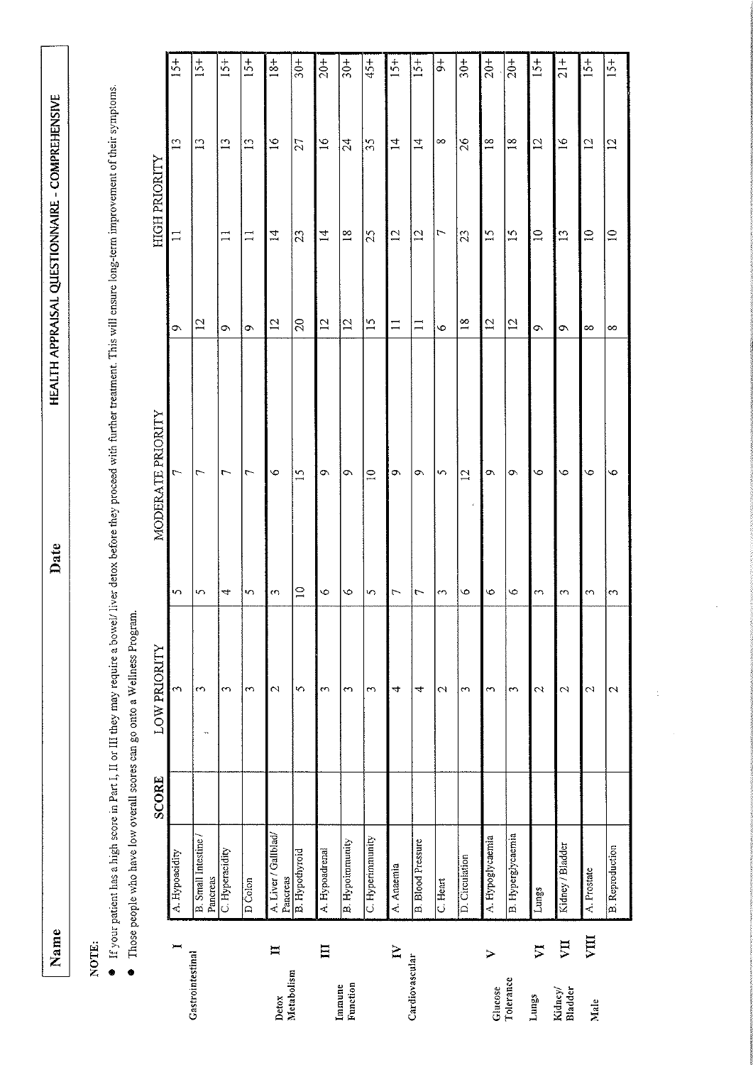**Name** **Date** **HEALTH APPRAISAL QUESTIONAIRE - COMPREHENSIVE**

**NOTE:**

- If your patient has a high score in Part I, II or III they may require a bowel/ liver detox before they proceed with further treatment. This will ensure long-term improvement of their symptoms.
- Those people who have low overall scores can go onto a Wellness Program.

| | | | SCORE | LOW PRIORITY | | MODERATE PRIORITY | | HIGH PRIORITY | | | |
|---|---|---|---|---|---|---|---|---|---|---|---|
| Gastrointestinal | I | A. Hypoacidity | | 3 | 5 | 7 | 9 | 11 | 13 | 15+ |
| | | B. Small Intestine / Pancreas | | 3 | 5 | 7 | 12 | | 13 | 15+ |
| | | C. Hyperacidity | | 3 | 4 | 7 | 9 | 11 | 13 | 15+ |
| | | D Colon | | 3 | 5 | 7 | 9 | 11 | 13 | 15+ |
| Detox Metabolism | II | A. Liver / Gallblad/ Pancreas | | 2 | 3 | 6 | 12 | 14 | 16 | 18+ |
| | | B. Hypothyroid | | 5 | 10 | 15 | 20 | 23 | 27 | 30+ |
| Immune Function | III | A. Hypoadrenal | | 3 | 6 | 9 | 12 | 14 | 16 | 20+ |
| | | B. Hypoimmunity | | 3 | 6 | 9 | 12 | 18 | 24 | 30+ |
| | | C. Hyperimmunity | | 3 | 5 | 10 | 15 | 25 | 35 | 45+ |
| Cardiovascular | IV | A. Anaemia | | 4 | 7 | 9 | 11 | 12 | 14 | 15+ |
| | | B. Blood Pressure | | 4 | 7 | 9 | 11 | 12 | 14 | 15+ |
| | | C. Heart | | 2 | 3 | 5 | 6 | 7 | 8 | 9+ |
| | | D. Circulation | | 3 | 6 | 12 | 18 | 23 | 26 | 30+ |
| Glucose Tolerance | V | A. Hypoglycaemia | | 3 | 6 | 9 | 12 | 15 | 18 | 20+ |
| | | B. Hyperglycaemia | | 3 | 6 | 9 | 12 | 15 | 18 | 20+ |
| Lungs | VI | Lungs | | 2 | 3 | 6 | 9 | 10 | 12 | 15+ |
| Kidney/ Bladder | VII | Kidney / Bladder | | 2 | 3 | 6 | 9 | 13 | 16 | 21+ |
| Male | VIII | A. Prostate | | 2 | 3 | 6 | 8 | 10 | 12 | 15+ |
| | | B. Reproduction | | 2 | 3 | 6 | 8 | 10 | 12 | 15+ |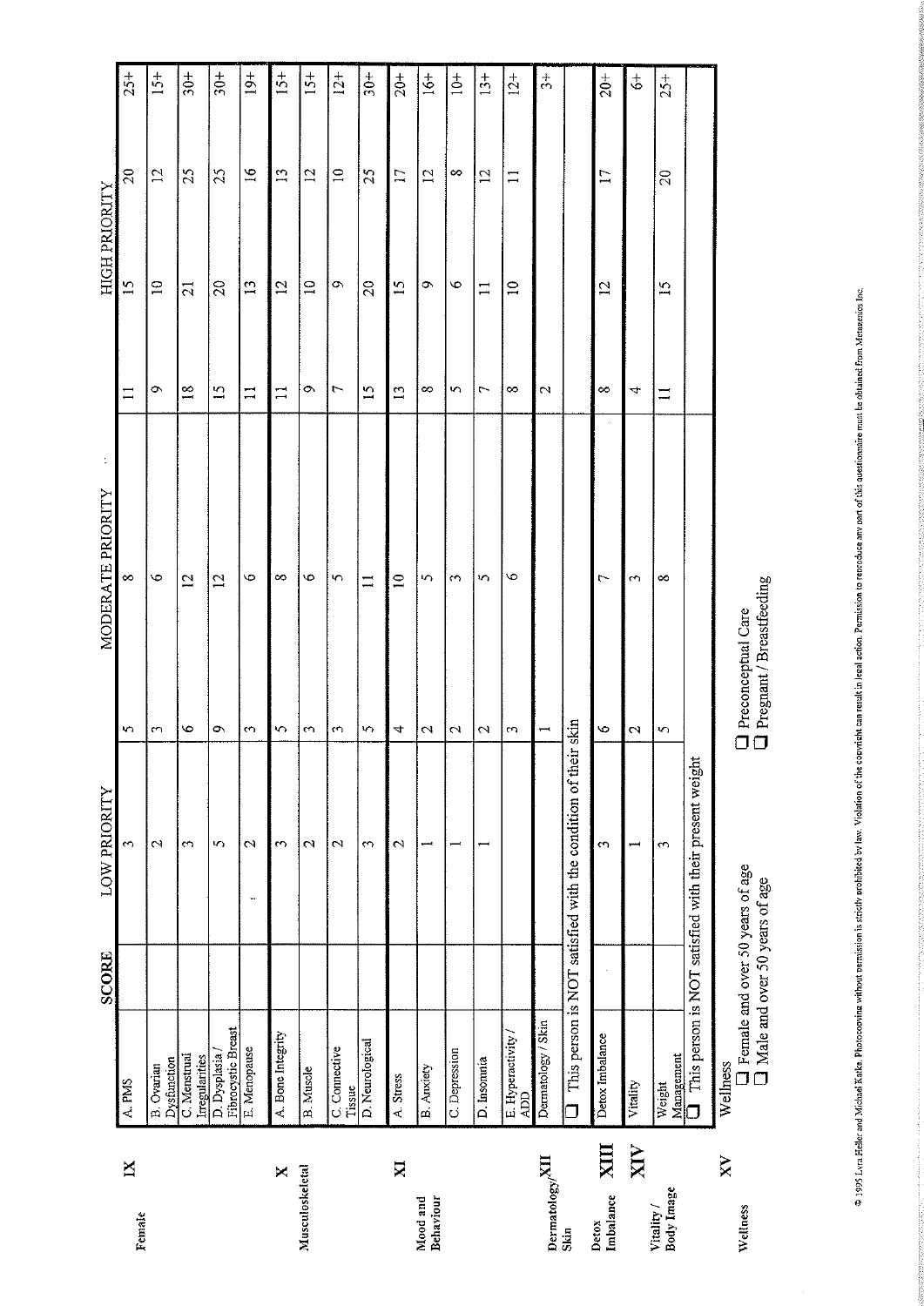| | | | SCORE | LOW PRIORITY | | MODERATE PRIORITY | | HIGH PRIORITY | | |
|---|---|---|---|---|---|---|---|---|---|---|
| Female | IX | A. PMS | | 3 | 5 | 8 | 11 | 15 | 20 | 25+ |
| | | B. Ovarian Dysfunction | | 2 | 3 | 6 | 9 | 10 | 12 | 15+ |
| | | C. Menstrual Irregularities | | 3 | 6 | 12 | 18 | 21 | 25 | 30+ |
| | | D. Dysplasia / Fibrocystic Breast | | 5 | 9 | 12 | 15 | 20 | 25 | 30+ |
| | | E. Menopause | | 2 | 3 | 6 | 11 | 13 | 16 | 19+ |
| Musculoskeletal | X | A. Bone Integrity | | 3 | 5 | 8 | 11 | 12 | 13 | 15+ |
| | | B. Muscle | | 2 | 3 | 6 | 9 | 10 | 12 | 15+ |
| | | C. Connective Tissue | | 2 | 3 | 5 | 7 | 9 | 10 | 12+ |
| | | D. Neurological | | 3 | 5 | 11 | 15 | 20 | 25 | 30+ |
| Mood and Behaviour | XI | A. Stress | | 2 | 4 | 10 | 13 | 15 | 17 | 20+ |
| | | B. Anxiety | | 1 | 2 | 5 | 8 | 9 | 12 | 16+ |
| | | C. Depression | | 1 | 2 | 3 | 5 | 6 | 8 | 10+ |
| | | D. Insomnia | | 1 | 2 | 5 | 7 | 11 | 12 | 13+ |
| | | E. Hyperactivity / ADD | | | 3 | 6 | 8 | 10 | 11 | 12+ |
| Dermatology/ Skin | XII | Dermatology / Skin | | | 1 | | 2 | | | 3+ |
| | | ☐ This person is NOT satisfied with the condition of their skin | | | | | | | | |
| Detox Imbalance | XIII | Detox Imbalance | | 3 | 6 | 7 | 8 | 12 | 17 | 20+ |
| Vitality / Body Image | XIV | Vitality | | 1 | 2 | 3 | 4 | | | 6+ |
| | | Weight Management | | 3 | 5 | 8 | 11 | 15 | 20 | 25+ |
| | | ☐ This person is NOT satisfied with their present weight | | | | | | | | |

**Wellness — XV**

Wellness

- ☐ Female and over 50 years of age
- ☐ Male and over 50 years of age
- ☐ Preconceptual Care
- ☐ Pregnant / Breastfeeding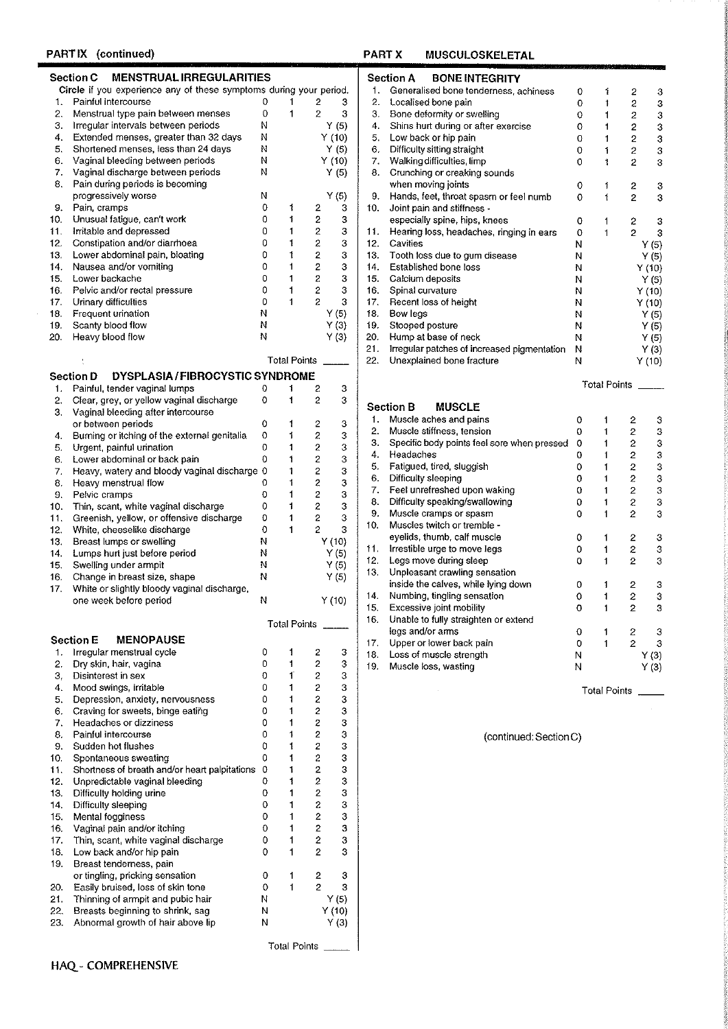## PART IX (continued)

### Section C MENSTRUAL IRREGULARITIES

Circle if you experience any of these symptoms during your period.

| | Symptom | | | | |
|---|---|---|---|---|---|
| 1. | Painful intercourse | 0 | 1 | 2 | 3 |
| 2. | Menstrual type pain between menses | 0 | 1 | 2 | 3 |
| 3. | Irregular intervals between periods | N | | | Y (5) |
| 4. | Extended menses, greater than 32 days | N | | | Y (10) |
| 5. | Shortened menses, less than 24 days | N | | | Y (5) |
| 6. | Vaginal bleeding between periods | N | | | Y (10) |
| 7. | Vaginal discharge between periods | N | | | Y (5) |
| 8. | Pain during periods is becoming progressively worse | N | | | Y (5) |
| 9. | Pain, cramps | 0 | 1 | 2 | 3 |
| 10. | Unusual fatigue, can't work | 0 | 1 | 2 | 3 |
| 11. | Irritable and depressed | 0 | 1 | 2 | 3 |
| 12. | Constipation and/or diarrhoea | 0 | 1 | 2 | 3 |
| 13. | Lower abdominal pain, bloating | 0 | 1 | 2 | 3 |
| 14. | Nausea and/or vomiting | 0 | 1 | 2 | 3 |
| 15. | Lower backache | 0 | 1 | 2 | 3 |
| 16. | Pelvic and/or rectal pressure | 0 | 1 | 2 | 3 |
| 17. | Urinary difficulties | 0 | 1 | 2 | 3 |
| 18. | Frequent urination | N | | | Y (5) |
| 19. | Scanty blood flow | N | | | Y (3) |
| 20. | Heavy blood flow | N | | | Y (3) |

Total Points _____

### Section D DYSPLASIA / FIBROCYSTIC SYNDROME

| | Symptom | | | | |
|---|---|---|---|---|---|
| 1. | Painful, tender vaginal lumps | 0 | 1 | 2 | 3 |
| 2. | Clear, grey, or yellow vaginal discharge | 0 | 1 | 2 | 3 |
| 3. | Vaginal bleeding after intercourse or between periods | 0 | 1 | 2 | 3 |
| 4. | Burning or itching of the external genitalia | 0 | 1 | 2 | 3 |
| 5. | Urgent, painful urination | 0 | 1 | 2 | 3 |
| 6. | Lower abdominal or back pain | 0 | 1 | 2 | 3 |
| 7. | Heavy, watery and bloody vaginal discharge | 0 | 1 | 2 | 3 |
| 8. | Heavy menstrual flow | 0 | 1 | 2 | 3 |
| 9. | Pelvic cramps | 0 | 1 | 2 | 3 |
| 10. | Thin, scant, white vaginal discharge | 0 | 1 | 2 | 3 |
| 11. | Greenish, yellow, or offensive discharge | 0 | 1 | 2 | 3 |
| 12. | White, cheeselike discharge | 0 | 1 | 2 | 3 |
| 13. | Breast lumps or swelling | N | | | Y (10) |
| 14. | Lumps hurt just before period | N | | | Y (5) |
| 15. | Swelling under armpit | N | | | Y (5) |
| 16. | Change in breast size, shape | N | | | Y (5) |
| 17. | White or slightly bloody vaginal discharge, one week before period | N | | | Y (10) |

Total Points _____

### Section E MENOPAUSE

| | Symptom | | | | |
|---|---|---|---|---|---|
| 1. | Irregular menstrual cycle | 0 | 1 | 2 | 3 |
| 2. | Dry skin, hair, vagina | 0 | 1 | 2 | 3 |
| 3. | Disinterest in sex | 0 | 1 | 2 | 3 |
| 4. | Mood swings, irritable | 0 | 1 | 2 | 3 |
| 5. | Depression, anxiety, nervousness | 0 | 1 | 2 | 3 |
| 6. | Craving for sweets, binge eating | 0 | 1 | 2 | 3 |
| 7. | Headaches or dizziness | 0 | 1 | 2 | 3 |
| 8. | Painful intercourse | 0 | 1 | 2 | 3 |
| 9. | Sudden hot flushes | 0 | 1 | 2 | 3 |
| 10. | Spontaneous sweating | 0 | 1 | 2 | 3 |
| 11. | Shortness of breath and/or heart palpitations | 0 | 1 | 2 | 3 |
| 12. | Unpredictable vaginal bleeding | 0 | 1 | 2 | 3 |
| 13. | Difficulty holding urine | 0 | 1 | 2 | 3 |
| 14. | Difficulty sleeping | 0 | 1 | 2 | 3 |
| 15. | Mental fogginess | 0 | 1 | 2 | 3 |
| 16. | Vaginal pain and/or itching | 0 | 1 | 2 | 3 |
| 17. | Thin, scant, white vaginal discharge | 0 | 1 | 2 | 3 |
| 18. | Low back and/or hip pain | 0 | 1 | 2 | 3 |
| 19. | Breast tenderness, pain or tingling, pricking sensation | 0 | 1 | 2 | 3 |
| 20. | Easily bruised, loss of skin tone | 0 | 1 | 2 | 3 |
| 21. | Thinning of armpit and pubic hair | N | | | Y (5) |
| 22. | Breasts beginning to shrink, sag | N | | | Y (10) |
| 23. | Abnormal growth of hair above lip | N | | | Y (3) |

Total Points _____

## PART X MUSCULOSKELETAL

### Section A BONE INTEGRITY

| | Symptom | | | | |
|---|---|---|---|---|---|
| 1. | Generalised bone tenderness, achiness | 0 | 1 | 2 | 3 |
| 2. | Localised bone pain | 0 | 1 | 2 | 3 |
| 3. | Bone deformity or swelling | 0 | 1 | 2 | 3 |
| 4. | Shins hurt during or after exercise | 0 | 1 | 2 | 3 |
| 5. | Low back or hip pain | 0 | 1 | 2 | 3 |
| 6. | Difficulty sitting straight | 0 | 1 | 2 | 3 |
| 7. | Walking difficulties, limp | 0 | 1 | 2 | 3 |
| 8. | Crunching or creaking sounds when moving joints | 0 | 1 | 2 | 3 |
| 9. | Hands, feet, throat spasm or feel numb | 0 | 1 | 2 | 3 |
| 10. | Joint pain and stiffness - especially spine, hips, knees | 0 | 1 | 2 | 3 |
| 11. | Hearing loss, headaches, ringing in ears | 0 | 1 | 2 | 3 |
| 12. | Cavities | N | | | Y (5) |
| 13. | Tooth loss due to gum disease | N | | | Y (5) |
| 14. | Established bone loss | N | | | Y (10) |
| 15. | Calcium deposits | N | | | Y (5) |
| 16. | Spinal curvature | N | | | Y (10) |
| 17. | Recent loss of height | N | | | Y (10) |
| 18. | Bow legs | N | | | Y (5) |
| 19. | Stooped posture | N | | | Y (5) |
| 20. | Hump at base of neck | N | | | Y (5) |
| 21. | Irregular patches of increased pigmentation | N | | | Y (3) |
| 22. | Unexplained bone fracture | N | | | Y (10) |

Total Points _____

### Section B MUSCLE

| | Symptom | | | | |
|---|---|---|---|---|---|
| 1. | Muscle aches and pains | 0 | 1 | 2 | 3 |
| 2. | Muscle stiffness, tension | 0 | 1 | 2 | 3 |
| 3. | Specific body points feel sore when pressed | 0 | 1 | 2 | 3 |
| 4. | Headaches | 0 | 1 | 2 | 3 |
| 5. | Fatigued, tired, sluggish | 0 | 1 | 2 | 3 |
| 6. | Difficulty sleeping | 0 | 1 | 2 | 3 |
| 7. | Feel unrefreshed upon waking | 0 | 1 | 2 | 3 |
| 8. | Difficulty speaking/swallowing | 0 | 1 | 2 | 3 |
| 9. | Muscle cramps or spasm | 0 | 1 | 2 | 3 |
| 10. | Muscles twitch or tremble - eyelids, thumb, calf muscle | 0 | 1 | 2 | 3 |
| 11. | Irrestible urge to move legs | 0 | 1 | 2 | 3 |
| 12. | Legs move during sleep | 0 | 1 | 2 | 3 |
| 13. | Unpleasant crawling sensation inside the calves, while lying down | 0 | 1 | 2 | 3 |
| 14. | Numbing, tingling sensation | 0 | 1 | 2 | 3 |
| 15. | Excessive joint mobility | 0 | 1 | 2 | 3 |
| 16. | Unable to fully straighten or extend legs and/or arms | 0 | 1 | 2 | 3 |
| 17. | Upper or lower back pain | 0 | 1 | 2 | 3 |
| 18. | Loss of muscle strength | N | | | Y (3) |
| 19. | Muscle loss, wasting | N | | | Y (3) |

Total Points _____

(continued: Section C)

HAQ - COMPREHENSIVE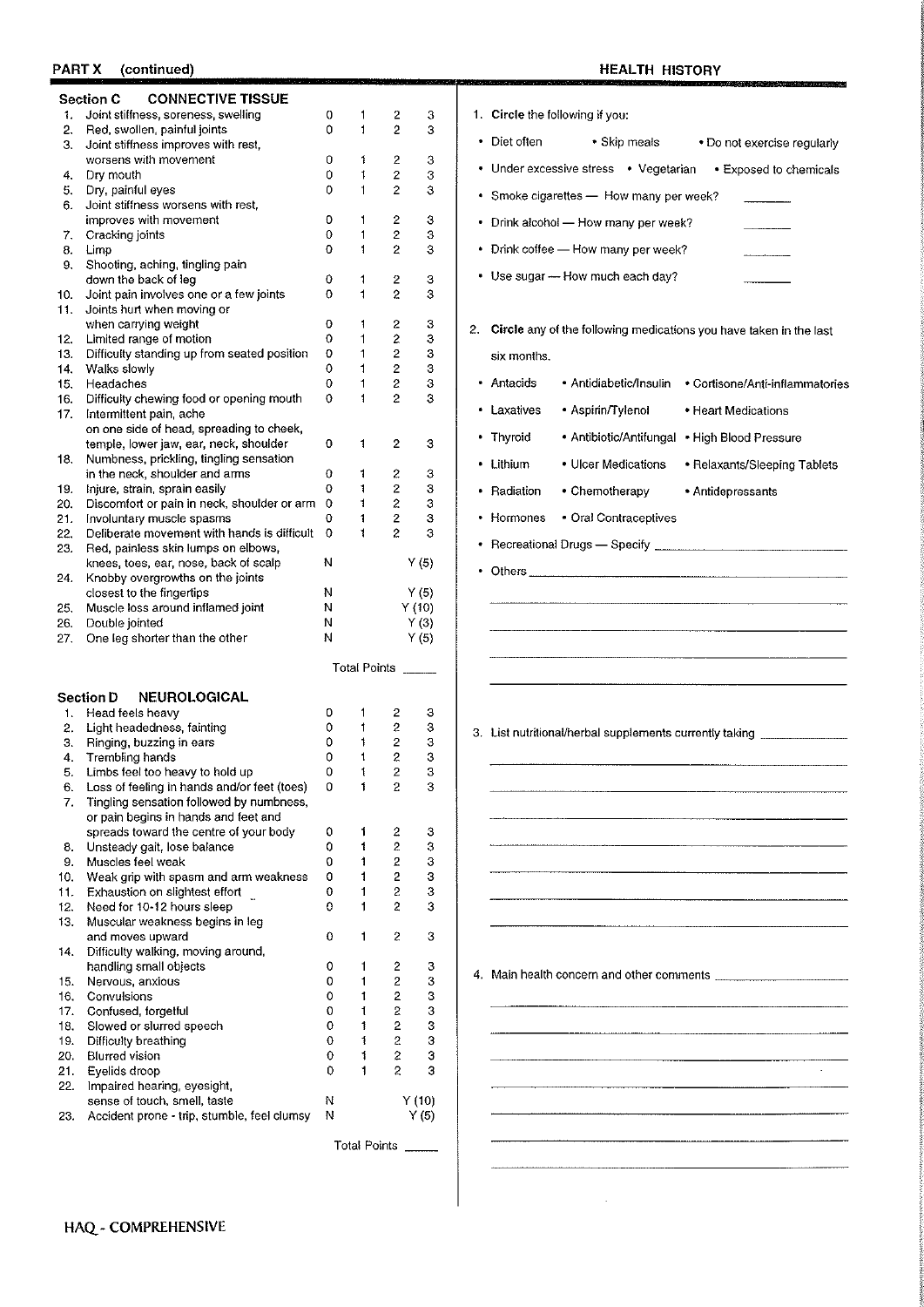## PART X (continued)

## HEALTH HISTORY

### Section C CONNECTIVE TISSUE

| | | | | | |
|---|---|---|---|---|---|
| 1. | Joint stiffness, soreness, swelling | 0 | 1 | 2 | 3 |
| 2. | Red, swollen, painful joints | 0 | 1 | 2 | 3 |
| 3. | Joint stiffness improves with rest, worsens with movement | 0 | 1 | 2 | 3 |
| 4. | Dry mouth | 0 | 1 | 2 | 3 |
| 5. | Dry, painful eyes | 0 | 1 | 2 | 3 |
| 6. | Joint stiffness worsens with rest, improves with movement | 0 | 1 | 2 | 3 |
| 7. | Cracking joints | 0 | 1 | 2 | 3 |
| 8. | Limp | 0 | 1 | 2 | 3 |
| 9. | Shooting, aching, tingling pain down the back of leg | 0 | 1 | 2 | 3 |
| 10. | Joint pain involves one or a few joints | 0 | 1 | 2 | 3 |
| 11. | Joints hurt when moving or when carrying weight | 0 | 1 | 2 | 3 |
| 12. | Limited range of motion | 0 | 1 | 2 | 3 |
| 13. | Difficulty standing up from seated position | 0 | 1 | 2 | 3 |
| 14. | Walks slowly | 0 | 1 | 2 | 3 |
| 15. | Headaches | 0 | 1 | 2 | 3 |
| 16. | Difficulty chewing food or opening mouth | 0 | 1 | 2 | 3 |
| 17. | Intermittent pain, ache on one side of head, spreading to cheek, temple, lower jaw, ear, neck, shoulder | 0 | 1 | 2 | 3 |
| 18. | Numbness, prickling, tingling sensation in the neck, shoulder and arms | 0 | 1 | 2 | 3 |
| 19. | Injure, strain, sprain easily | 0 | 1 | 2 | 3 |
| 20. | Discomfort or pain in neck, shoulder or arm | 0 | 1 | 2 | 3 |
| 21. | Involuntary muscle spasms | 0 | 1 | 2 | 3 |
| 22. | Deliberate movement with hands is difficult | 0 | 1 | 2 | 3 |
| 23. | Red, painless skin lumps on elbows, knees, toes, ear, nose, back of scalp | N | | | Y (5) |
| 24. | Knobby overgrowths on the joints closest to the fingertips | N | | | Y (5) |
| 25. | Muscle loss around inflamed joint | N | | | Y (10) |
| 26. | Double jointed | N | | | Y (3) |
| 27. | One leg shorter than the other | N | | | Y (5) |

Total Points _____

### Section D NEUROLOGICAL

| | | | | | |
|---|---|---|---|---|---|
| 1. | Head feels heavy | 0 | 1 | 2 | 3 |
| 2. | Light headedness, fainting | 0 | 1 | 2 | 3 |
| 3. | Ringing, buzzing in ears | 0 | 1 | 2 | 3 |
| 4. | Trembling hands | 0 | 1 | 2 | 3 |
| 5. | Limbs feel too heavy to hold up | 0 | 1 | 2 | 3 |
| 6. | Loss of feeling in hands and/or feet (toes) | 0 | 1 | 2 | 3 |
| 7. | Tingling sensation followed by numbness, or pain begins in hands and feet and spreads toward the centre of your body | 0 | 1 | 2 | 3 |
| 8. | Unsteady gait, lose balance | 0 | 1 | 2 | 3 |
| 9. | Muscles feel weak | 0 | 1 | 2 | 3 |
| 10. | Weak grip with spasm and arm weakness | 0 | 1 | 2 | 3 |
| 11. | Exhaustion on slightest effort | 0 | 1 | 2 | 3 |
| 12. | Need for 10-12 hours sleep | 0 | 1 | 2 | 3 |
| 13. | Muscular weakness begins in leg and moves upward | 0 | 1 | 2 | 3 |
| 14. | Difficulty walking, moving around, handling small objects | 0 | 1 | 2 | 3 |
| 15. | Nervous, anxious | 0 | 1 | 2 | 3 |
| 16. | Convulsions | 0 | 1 | 2 | 3 |
| 17. | Confused, forgetful | 0 | 1 | 2 | 3 |
| 18. | Slowed or slurred speech | 0 | 1 | 2 | 3 |
| 19. | Difficulty breathing | 0 | 1 | 2 | 3 |
| 20. | Blurred vision | 0 | 1 | 2 | 3 |
| 21. | Eyelids droop | 0 | 1 | 2 | 3 |
| 22. | Impaired hearing, eyesight, sense of touch, smell, taste | N | | | Y (10) |
| 23. | Accident prone - trip, stumble, feel clumsy | N | | | Y (5) |

Total Points _____

1. **Circle** the following if you:

- Diet often • Skip meals • Do not exercise regularly
- Under excessive stress • Vegetarian • Exposed to chemicals
- Smoke cigarettes — How many per week? _______
- Drink alcohol — How many per week? _______
- Drink coffee — How many per week? _______
- Use sugar — How much each day? _______

2. **Circle** any of the following medications you have taken in the last six months.

- Antacids • Antidiabetic/Insulin • Cortisone/Anti-inflammatories
- Laxatives • Aspirin/Tylenol • Heart Medications
- Thyroid • Antibiotic/Antifungal • High Blood Pressure
- Lithium • Ulcer Medications • Relaxants/Sleeping Tablets
- Radiation • Chemotherapy • Antidepressants
- Hormones • Oral Contraceptives
- Recreational Drugs — Specify _______________
- Others _______________

3. List nutritional/herbal supplements currently taking _______________

4. Main health concern and other comments _______________

HAQ - COMPREHENSIVE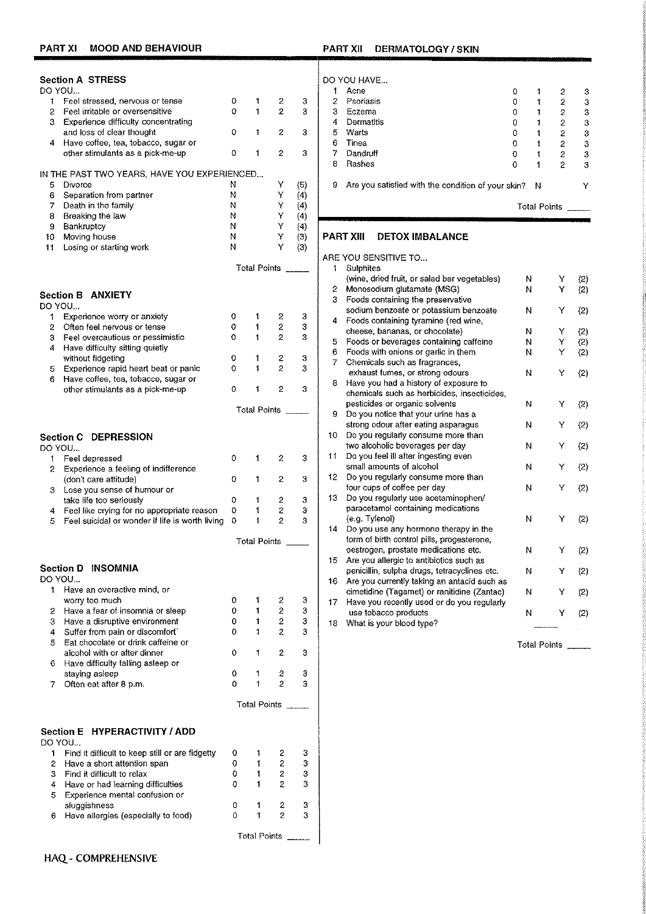## PART XI MOOD AND BEHAVIOUR

### Section A STRESS

DO YOU...

| | | | | | |
|---|---|---|---|---|---|
| 1 | Feel stressed, nervous or tense | 0 | 1 | 2 | 3 |
| 2 | Feel irritable or oversensitive | 0 | 1 | 2 | 3 |
| 3 | Experience difficulty concentrating and loss of clear thought | 0 | 1 | 2 | 3 |
| 4 | Have coffee, tea, tobacco, sugar or other stimulants as a pick-me-up | 0 | 1 | 2 | 3 |

IN THE PAST TWO YEARS, HAVE YOU EXPERIENCED...

| | | | | |
|---|---|---|---|---|
| 5 | Divorce | N | Y | (5) |
| 6 | Separation from partner | N | Y | (4) |
| 7 | Death in the family | N | Y | (4) |
| 8 | Breaking the law | N | Y | (4) |
| 9 | Bankruptcy | N | Y | (4) |
| 10 | Moving house | N | Y | (3) |
| 11 | Losing or starting work | N | Y | (3) |

Total Points _____

### Section B ANXIETY

DO YOU...

| | | | | | |
|---|---|---|---|---|---|
| 1 | Experience worry or anxiety | 0 | 1 | 2 | 3 |
| 2 | Often feel nervous or tense | 0 | 1 | 2 | 3 |
| 3 | Feel overcautious or pessimistic | 0 | 1 | 2 | 3 |
| 4 | Have difficulty sitting quietly without fidgeting | 0 | 1 | 2 | 3 |
| 5 | Experience rapid heart beat or panic | 0 | 1 | 2 | 3 |
| 6 | Have coffee, tea, tobacco, sugar or other stimulants as a pick-me-up | 0 | 1 | 2 | 3 |

Total Points _____

### Section C DEPRESSION

DO YOU...

| | | | | | |
|---|---|---|---|---|---|
| 1 | Feel depressed | 0 | 1 | 2 | 3 |
| 2 | Experience a feeling of indifference (don't care attitude) | 0 | 1 | 2 | 3 |
| 3 | Lose you sense of humour or take life too seriously | 0 | 1 | 2 | 3 |
| 4 | Feel like crying for no appropriate reason | 0 | 1 | 2 | 3 |
| 5 | Feel suicidal or wonder if life is worth living | 0 | 1 | 2 | 3 |

Total Points _____

### Section D INSOMNIA

DO YOU...

| | | | | | |
|---|---|---|---|---|---|
| 1 | Have an overactive mind, or worry too much | 0 | 1 | 2 | 3 |
| 2 | Have a fear of insomnia or sleep | 0 | 1 | 2 | 3 |
| 3 | Have a disruptive environment | 0 | 1 | 2 | 3 |
| 4 | Suffer from pain or discomfort | 0 | 1 | 2 | 3 |
| 5 | Eat chocolate or drink caffeine or alcohol with or after dinner | 0 | 1 | 2 | 3 |
| 6 | Have difficulty falling asleep or staying asleep | 0 | 1 | 2 | 3 |
| 7 | Often eat after 8 p.m. | 0 | 1 | 2 | 3 |

Total Points _____

### Section E HYPERACTIVITY / ADD

DO YOU...

| | | | | | |
|---|---|---|---|---|---|
| 1 | Find it difficult to keep still or are fidgetty | 0 | 1 | 2 | 3 |
| 2 | Have a short attention span | 0 | 1 | 2 | 3 |
| 3 | Find it difficult to relax | 0 | 1 | 2 | 3 |
| 4 | Have or had learning difficulties | 0 | 1 | 2 | 3 |
| 5 | Experience mental confusion or sluggishness | 0 | 1 | 2 | 3 |
| 6 | Have allergies (especially to food) | 0 | 1 | 2 | 3 |

Total Points _____

## PART XII DERMATOLOGY / SKIN

DO YOU HAVE...

| | | | | | |
|---|---|---|---|---|---|
| 1 | Acne | 0 | 1 | 2 | 3 |
| 2 | Psoriasis | 0 | 1 | 2 | 3 |
| 3 | Eczema | 0 | 1 | 2 | 3 |
| 4 | Dermatitis | 0 | 1 | 2 | 3 |
| 5 | Warts | 0 | 1 | 2 | 3 |
| 6 | Tinea | 0 | 1 | 2 | 3 |
| 7 | Dandruff | 0 | 1 | 2 | 3 |
| 8 | Rashes | 0 | 1 | 2 | 3 |

9 Are you satisfied with the condition of your skin? N Y

Total Points _____

## PART XIII DETOX IMBALANCE

ARE YOU SENSITIVE TO...

| | | | | |
|---|---|---|---|---|
| 1 | Sulphites (wine, dried fruit, or salad bar vegetables) | N | Y | (2) |
| 2 | Monosodium glutamate (MSG) | N | Y | (2) |
| 3 | Foods containing the preservative sodium benzoate or potassium benzoate | N | Y | (2) |
| 4 | Foods containing tyramine (red wine, cheese, bananas, or chocolate) | N | Y | (2) |
| 5 | Foods or beverages containing caffeine | N | Y | (2) |
| 6 | Foods with onions or garlic in them | N | Y | (2) |
| 7 | Chemicals such as fragrances, exhaust fumes, or strong odours | N | Y | (2) |
| 8 | Have you had a history of exposure to chemicals such as herbicides, insecticides, pesticides or organic solvents | N | Y | (2) |
| 9 | Do you notice that your urine has a strong odour after eating asparagus | N | Y | (2) |
| 10 | Do you regularly consume more than two alcoholic beverages per day | N | Y | (2) |
| 11 | Do you feel ill after ingesting even small amounts of alcohol | N | Y | (2) |
| 12 | Do you regularly consume more than four cups of coffee per day | N | Y | (2) |
| 13 | Do you regularly use acetaminophen/ paracetamol containing medications (e.g. Tylenol) | N | Y | (2) |
| 14 | Do you use any hormone therapy in the form of birth control pills, progesterone, oestrogen, prostate medications etc. | N | Y | (2) |
| 15 | Are you allergic to antibiotics such as penicillin, sulpha drugs, tetracyclines etc. | N | Y | (2) |
| 16 | Are you currently taking an antacid such as cimetidine (Tagamet) or ranitidine (Zantac) | N | Y | (2) |
| 17 | Have you recently used or do you regularly use tobacco products | N | Y | (2) |
| 18 | What is your blood type? | _____ | | |

Total Points _____

HAQ - COMPREHENSIVE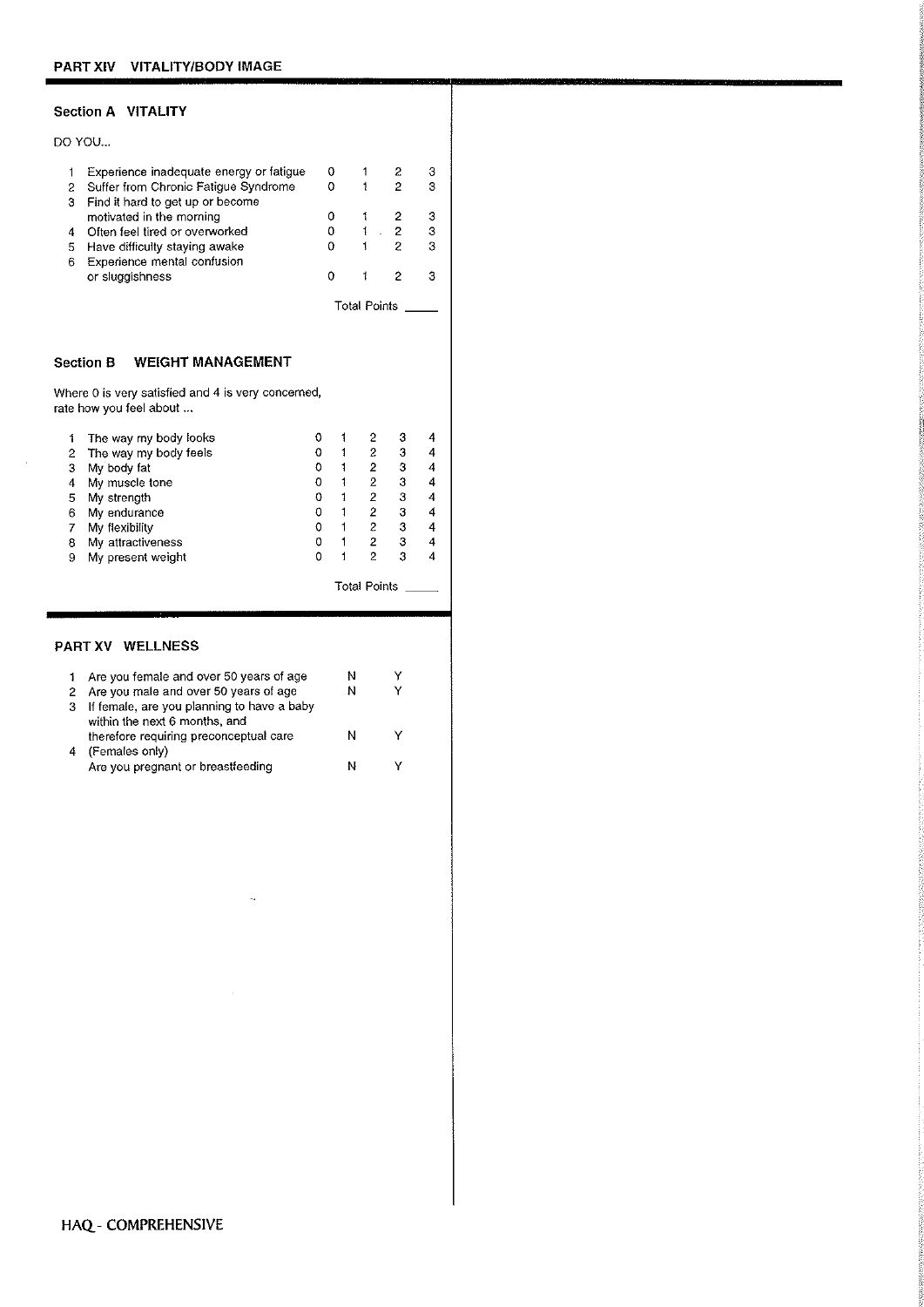## PART XIV VITALITY/BODY IMAGE

### Section A VITALITY

DO YOU...

| | | | | | |
|---|---|---|---|---|---|
| 1 | Experience inadequate energy or fatigue | 0 | 1 | 2 | 3 |
| 2 | Suffer from Chronic Fatigue Syndrome | 0 | 1 | 2 | 3 |
| 3 | Find it hard to get up or become motivated in the morning | 0 | 1 | 2 | 3 |
| 4 | Often feel tired or overworked | 0 | 1 | 2 | 3 |
| 5 | Have difficulty staying awake | 0 | 1 | 2 | 3 |
| 6 | Experience mental confusion or sluggishness | 0 | 1 | 2 | 3 |

Total Points _____

### Section B WEIGHT MANAGEMENT

Where 0 is very satisfied and 4 is very concerned, rate how you feel about ...

| | | | | | | |
|---|---|---|---|---|---|---|
| 1 | The way my body looks | 0 | 1 | 2 | 3 | 4 |
| 2 | The way my body feels | 0 | 1 | 2 | 3 | 4 |
| 3 | My body fat | 0 | 1 | 2 | 3 | 4 |
| 4 | My muscle tone | 0 | 1 | 2 | 3 | 4 |
| 5 | My strength | 0 | 1 | 2 | 3 | 4 |
| 6 | My endurance | 0 | 1 | 2 | 3 | 4 |
| 7 | My flexibility | 0 | 1 | 2 | 3 | 4 |
| 8 | My attractiveness | 0 | 1 | 2 | 3 | 4 |
| 9 | My present weight | 0 | 1 | 2 | 3 | 4 |

Total Points _____

## PART XV WELLNESS

| | | | |
|---|---|---|---|
| 1 | Are you female and over 50 years of age | N | Y |
| 2 | Are you male and over 50 years of age | N | Y |
| 3 | If female, are you planning to have a baby within the next 6 months, and therefore requiring preconceptual care | N | Y |
| 4 | (Females only) Are you pregnant or breastfeeding | N | Y |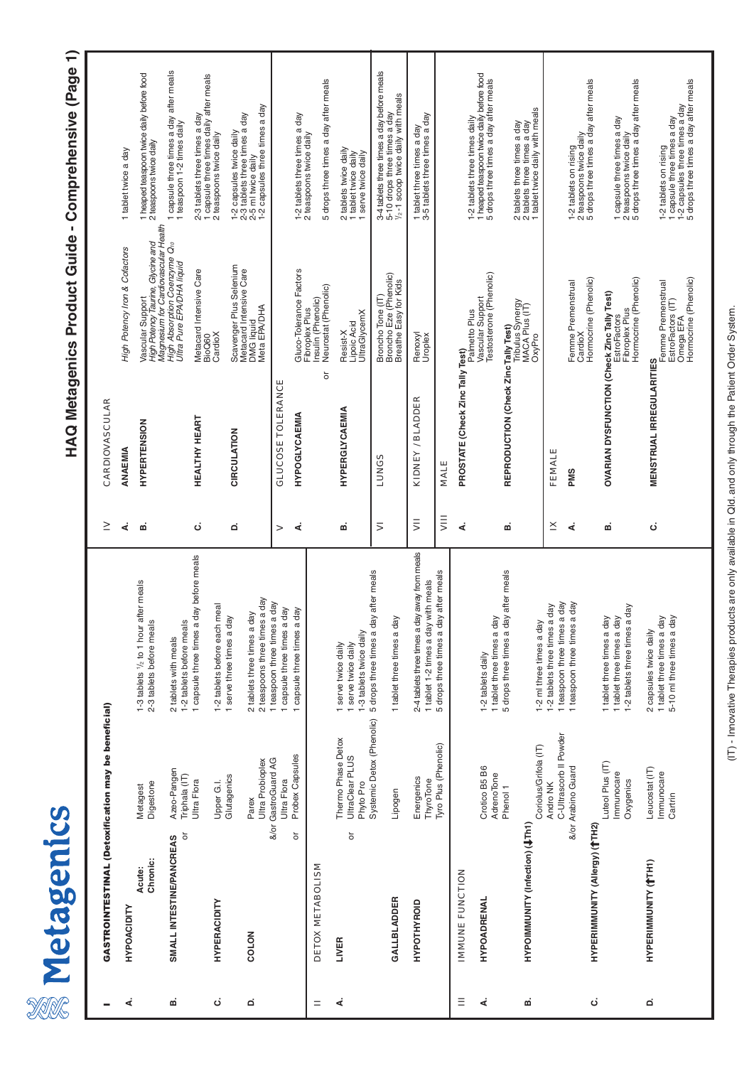# Metagenics

## HAQ Metagenics Product Guide - Comprehensive (Page 1)

### I GASTROINTESTINAL (Detoxification may be beneficial)

| Condition | Product | Dosage |
|---|---|---|
| **A. HYPOACIDITY** — Acute: | Metagest | 1-3 tablets ½ to 1 hour after meals |
| Chronic: | Digestone | 2-3 tablets before meals |
| **B. SMALL INTESTINE/PANCREAS** | Azeo-Pangen | 2 tablets with meals |
| or | Triphala (IT) | 1-2 tablets before meals |
| | Ultra Flora | 1 capsule three times a day before meals |
| **C. HYPERACIDITY** | Upper G.I. | 1-2 tablets before each meal |
| | Glutagenics | 1 serve three times a day |
| **D. COLON** | Parex | 2 tablets three times a day |
| | Ultra Probioplex | 2 teaspoons three times a day |
| &/or | GastroGuard AG | 1 teaspoon three times a day |
| | Ultra Flora | 1 capsule three times a day |
| or | Probex Capsules | 1 capsule three times a day |

### II DETOX METABOLISM

| Condition | Product | Dosage |
|---|---|---|
| **A. LIVER** | Thermo Phase Detox | 1 serve twice daily |
| or | UltraClear PLUS | 1 serve twice daily |
| | Phyto Pro | 1-3 tablets twice daily |
| | Systemic Detox (Phenolic) | 5 drops three times a day after meals |
| **B. GALLBLADDER** | Lipogen | 1 tablet three times a day |
| **C. HYPOTHYROID** | Energenics | 2-4 tablets three times a day away from meals |
| | ThyroTone | 1 tablet 1-2 times a day with meals |
| | Tyro Plus (Phenolic) | 5 drops three times a day after meals |

### III IMMUNE FUNCTION

| Condition | Product | Dosage |
|---|---|---|
| **A. HYPOADRENAL** | Crotico B5 B6 | 1-2 tablets daily |
| | AdrenoTone | 1 tablet three times a day |
| | Phenol 1 | 5 drops three times a day after meals |
| **B. HYPOIMMUNITY (Infection) (↓Th1)** | Coriolus/Grifola (IT) | 1-2 ml three times a day |
| | Andro NK | 1-2 tablets three times a day |
| | C-Ultrascorb II Powder | 1 teaspoon three times a day |
| &/or | Arabino Guard | 1 teaspoon three times a day |
| **C. HYPERIMMUNITY (Allergy) (↑TH2)** | Luteol Plus (IT) | 1 tablet three times a day |
| | Immunocare | 1 tablet three times a day |
| | Oxygenics | 1-2 tablets three times a day |
| **D. HYPERIMMUNITY (↑TH1)** | Leucostat (IT) | 2 capsules twice daily |
| | Immunocare | 1 tablet three times a day |
| | Cartrin | 5-10 ml three times a day |

### IV CARDIOVASCULAR

| Condition | Product | Dosage |
|---|---|---|
| **A. ANAEMIA** | *High Potency Iron & Cofactors* | 1 tablet twice a day |
| **B. HYPERTENSION** | Vascular Support | 1 heaped teaspoon twice daily before food |
| | *High Potency Taurine, Glycine and Magnesium for Cardiovascular Health* | 2 teaspoons twice daily |
| | *High Absorption Coenzyme $Q_{10}$* | 1 capsule three times a day after meals |
| | *Ultra Pure EPA/DHA liquid* | 1 teaspoon 1-2 times daily |
| **C. HEALTHY HEART** | Metacard Intensive Care | 2-3 tablets three times a day |
| | BioQ60 | 1 capsule three times daily after meals |
| | CardioX | 2 teaspoons twice daily |
| **D. CIRCULATION** | Scavenger Plus Selenium | 1-2 capsules twice daily |
| | Metacard Intensive Care | 2-3 tablets three times a day |
| | DMG liquid | 2-5 ml twice daily |
| | Meta EPA/DHA | 1-2 capsules three times a day |

### V GLUCOSE TOLERANCE

| Condition | Product | Dosage |
|---|---|---|
| **A. HYPOGLYCAEMIA** | Gluco-Tolerance Factors | 1-2 tablets three times a day |
| | Fibroplex Plus | 2 teaspoons twice daily |
| | Insulin (Phenolic) | |
| or | Neurostat (Phenolic) | 5 drops three times a day after meals |
| **B. HYPERGLYCAEMIA** | Resist-X | 2 tablets twice daily |
| | Lipoic Acid | 1 tablet twice daily |
| | UltraGlycemX | 1 serve twice daily |

### VI LUNGS

| Product | Dosage |
|---|---|
| Broncho Tone (IT) | 3-4 tablets three times a day before meals |
| Broncho Eze (Phenolic) | 5-10 drops three times a day |
| Breathe Easy for Kids | ½-1 scoop twice daily with meals |

### VII KIDNEY / BLADDER

| Product | Dosage |
|---|---|
| Renoxyl | 1 tablet three times a day |
| Uroplex | 3-5 tablets three times a day |

### VIII MALE

| Condition | Product | Dosage |
|---|---|---|
| **A. PROSTATE (Check Zinc Tally Test)** | Palmetto Plus | 1-2 tablets three times daily |
| | Vascular Support | 1 heaped teaspoon twice daily before food |
| | Testosterone (Phenolic) | 5 drops three times a day after meals |
| **B. REPRODUCTION (Check Zinc Tally Test)** | Tribulus Synergy | 2 tablets three times a day |
| | MACA Plus (IT) | 2 tablets three times a day |
| | OxyPro | 1 tablet twice daily with meals |

### IX FEMALE

| Condition | Product | Dosage |
|---|---|---|
| **A. PMS** | Femme Premenstrual | 1-2 tablets on rising |
| | CardioX | 2 teaspoons twice daily |
| | Hormocrine (Phenolic) | 5 drops three times a day after meals |
| **B. OVARIAN DYSFUNCTION (Check Zinc Tally Test)** | EstroFactors | 1 capsule three times a day |
| | Fibroplex Plus | 2 teaspoons twice daily |
| | Hormocrine (Phenolic) | 5 drops three times a day after meals |
| **C. MENSTRUAL IRREGULARITIES** | Femme Premenstrual | 1-2 tablets on rising |
| | EstroFactors (IT) | 1 capsule three times a day |
| | Omega EFA | 1-2 capsules three times a day |
| | Hormocrine (Phenolic) | 5 drops three times a day after meals |

(IT) - Innovative Therapies products are only available in Qld. and only through the Patient Order System.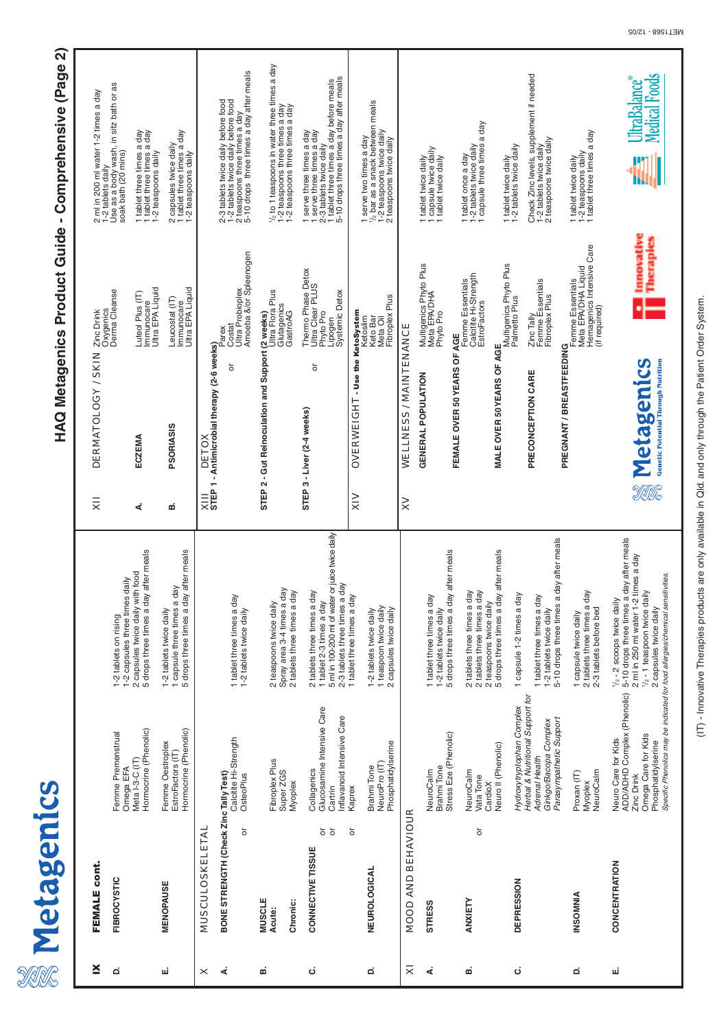# HAQ Metagenics Product Guide - Comprehensive (Page 2)

## IX FEMALE cont.

| | Condition | Product | Dosage |
|---|---|---|---|
| D. | FIBROCYSTIC | Femme Premenstrual | 1-2 tablets on rising |
| | | Omega EFA | 1-2 capsules three times daily |
| | | Meta I-3-C (IT) | 2 capsules twice daily with food |
| | | Hormocrine (Phenolic) | 5 drops three times a day after meals |
| E. | MENOPAUSE | Femme Oestroplex | 1-2 tablets twice daily |
| | | EstroFactors (IT) | 1 capsule three times a day |
| | | Hormocrine (Phenolic) | 5 drops three times a day after meals |

## X MUSCULOSKELETAL

| | Condition | Product | Dosage |
|---|---|---|---|
| A. | BONE STRENGTH (Check Zinc Tally Test) | Calcitite Hi-Strength | 1 tablet three times a day |
| | or | OsteoPlus | 1-2 tablets twice daily |
| B. | MUSCLE Acute: | Fibroplex Plus | 2 teaspoons twice daily |
| | | Super ZGS | Spray area 3-4 times a day |
| | Chronic: | Myoplex | 2 tablets three times a day |
| C. | CONNECTIVE TISSUE | Collagenics | 2 tablets three times a day |
| | or | Glucosamine Intensive Care | 1 tablet 2-3 times a day |
| | or | Cartrin | 5 ml in 100-200 ml of water or juice twice daily |
| | | Inflavanoid Intensive Care | 2-3 tablets three times a day |
| | or | Kaprex | 1 tablet three times a day |
| D. | NEUROLOGICAL | Brahmi Tone | 1-2 tablets twice daily |
| | | NeuroPro (IT) | 1 teaspoon twice daily |
| | | Phosphatidylserine | 2 capsules twice daily |

## XI MOOD AND BEHAVIOUR

| | Condition | Product | Dosage |
|---|---|---|---|
| A. | STRESS | NeuroCalm | 1 tablet three times a day |
| | | Brahmi Tone | 1-2 tablets twice daily |
| | | Stress Eze (Phenolic) | 5 drops three times a day after meals |
| B. | ANXIETY | NeuroCalm | 2 tablets three times a day |
| | or | Vata Tone | 2 tablets three times a day |
| | | Cardiox | 2 teaspoons twice daily |
| | | Neuro II (Phenolic) | 5 drops three times a day after meals |
| C. | DEPRESSION | Hydroxytryptophan Complex | 1 capsule 1-2 times a day |
| | | *Herbal & Nutritional Support for* | |
| | | *Adrenal Health* | 1 tablet three times a day |
| | | *Ginkgo/Bacopa Complex* | 1-2 tablets twice daily |
| | | *Parasympathetic Support* | 5-10 drops three times a day after meals |
| D. | INSOMNIA | Proxan (IT) | 1 capsule twice daily |
| | | Myoplex | 2 tablets three times a day |
| | | NeuroCalm | 2-3 tablets before bed |
| E. | CONCENTRATION | Neuro Care for Kids | $^1/_2$ - 2 scoops twice daily |
| | | ADD/ADHD Complex (Phenolic) | 5-10 drops three times a day after meals |
| | | Zinc Drink | 2 ml in 250 ml water 1-2 times a day |
| | | Omega Care for Kids | $^1/_2$ - 1 teaspoon twice daily |
| | | Phosphatidylserine | 2 capsules twice daily |

*Specific Phenolics may be indicated for food allergies/chemical sensitivities.*

## XII DERMATOLOGY / SKIN

| | Condition | Product | Dosage |
|---|---|---|---|
| | | Zinc Drink | 2 ml in 200 ml water 1-2 times a day |
| | | Oxygenics | 1-2 tablets daily |
| | | Derma Cleanse | Use as a body wash, in sitz bath or as soak bath (20 mins) |
| A. | ECZEMA | Luteol Plus (IT) | 1 tablet three times a day |
| | | Immunocare | 1 tablet three times a day |
| | | Ultra EPA Liquid | 1-2 teaspoons daily |
| B. | PSORIASIS | Leucostat (IT) | 2 capsules twice daily |
| | | Immunocare | 1 tablet three times a day |
| | | Ultra EPA Liquid | 1-2 teaspoons daily |

## XIII DETOX

| | Step | Product | Dosage |
|---|---|---|---|
| | STEP 1 - Antimicrobial therapy (2-6 weeks) | Parex | 2-3 tablets twice daily before food |
| | or | Ostat | 1-2 tablets twice daily before food |
| | | Ultra Probioplex | 2 teaspoons three times a day |
| | | Amoeba &/or Spleenogen | 5-10 drops three times a day after meals |
| | STEP 2 - Gut Reinoculation and Support (2 weeks) | Ultra Flora Plus | $^1/_2$ to 1 teaspoons in water three times a day |
| | | Glutagenics | 1-2 teaspoons three times a day |
| | | GastroAG | 1-2 teaspoons three times a day |
| | STEP 3 - Liver (2-4 weeks) | Thermo Phase Detox | 1 serve three times a day |
| | or | Ultra Clear PLUS | 1 serve three times a day |
| | | Lipogen | 2-3 tablets twice daily |
| | | Systemic Detox | 1 tablet three times a day before meals |
| | | | 5-10 drops three times a day after meals |

## XIV OVERWEIGHT - Use the KetoSystem

| | Product | Dosage |
|---|---|---|
| | Ketoslim | 1 serve two times a day |
| | Keto Bar | $^1/_2$ bar as a snack between meals |
| | Meta Oil | 1-2 teaspoons twice daily |
| | Fibroplex Plus | 2 teaspoons twice daily |

## XV WELLNESS / MAINTENANCE

| | Group | Product | Dosage |
|---|---|---|---|
| | GENERAL POPULATION | Multigenics Phyto Plus | 1 tablet twice daily |
| | | Meta EPA/DHA | 1 capsule twice daily |
| | | Phyto Pro | 1 tablet twice daily |
| | FEMALE OVER 50 YEARS OF AGE | Femme Essentials | 1 tablet once a day |
| | | Calcitite Hi-Strength | 1-2 tablets twice daily |
| | | EstroFactors | 1 capsule three times a day |
| | MALE OVER 50 YEARS OF AGE | Multigenics Phyto Plus | 1 tablet twice daily |
| | | Palmetto Plus | 1-2 tablets twice daily |
| | PRECONCEPTION CARE | Zinc Tally | Check Zinc levels, supplement if needed |
| | | Femme Essentials | 1-2 tablets twice daily |
| | | Fibroplex Plus | 2 teaspoons twice daily |
| | PREGNANT / BREASTFEEDING | Femme Essentials | 1 tablet twice daily |
| | | Meta EPA/DHA Liquid | 1-2 teaspoons daily |
| | | Hemagenics Intensive Care (if required) | 1 tablet three times a day |

Metagenics — Genetic Potential Through Nutrition

Innovative Therapies

UltraBalance® Medical Foods

(IT) - Innovative Therapies products are only available in Qld. and only through the Patient Order System.

MET1568 - 12/05